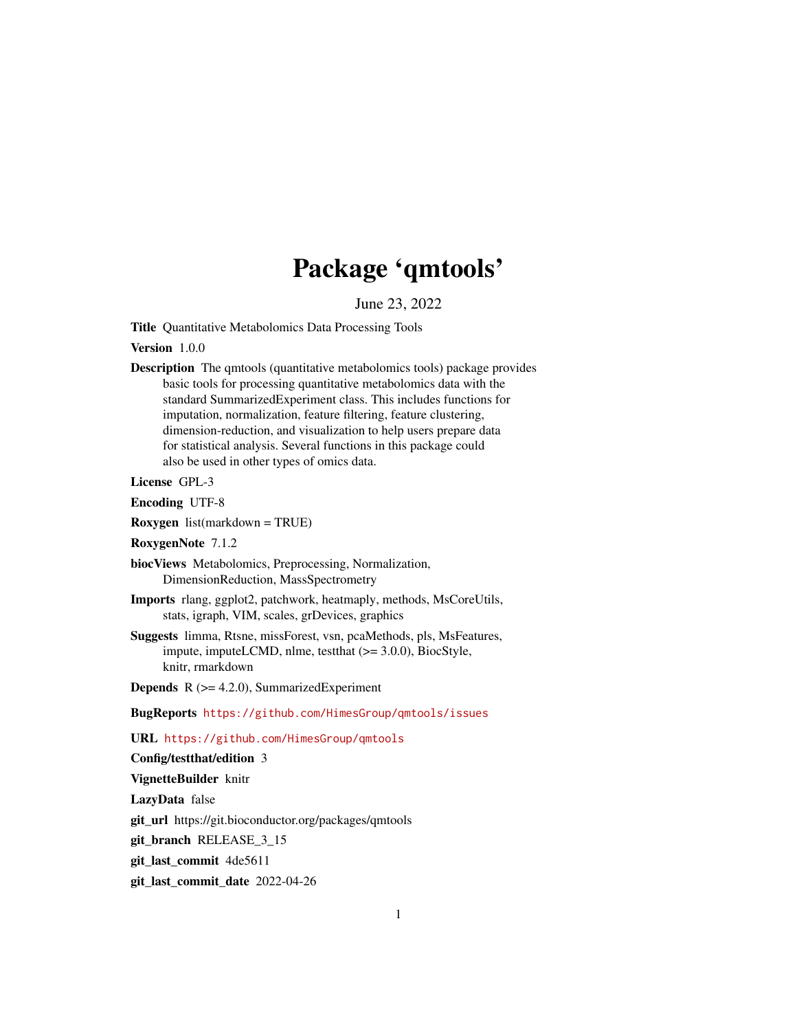# Package 'qmtools'

June 23, 2022

**Title** Quantitative Metabolomics Data Processing Tools

**Version** 1.0.0

**Description** The qmtools (quantitative metabolomics tools) package provides basic tools for processing quantitative metabolomics data with the standard SummarizedExperiment class. This includes functions for imputation, normalization, feature filtering, feature clustering, dimension-reduction, and visualization to help users prepare data for statistical analysis. Several functions in this package could also be used in other types of omics data.

**License** GPL-3

**Encoding** UTF-8

**Roxygen** list(markdown = TRUE)

**RoxygenNote** 7.1.2

**biocViews** Metabolomics, Preprocessing, Normalization, DimensionReduction, MassSpectrometry

**Imports** rlang, ggplot2, patchwork, heatmaply, methods, MsCoreUtils, stats, igraph, VIM, scales, grDevices, graphics

**Suggests** limma, Rtsne, missForest, vsn, pcaMethods, pls, MsFeatures, impute, imputeLCMD, nlme, testthat (>= 3.0.0), BiocStyle, knitr, rmarkdown

**Depends** R (>= 4.2.0), SummarizedExperiment

**BugReports** https://github.com/HimesGroup/qmtools/issues

**URL** https://github.com/HimesGroup/qmtools

**Config/testthat/edition** 3

**VignetteBuilder** knitr

**LazyData** false

**git_url** https://git.bioconductor.org/packages/qmtools

**git_branch** RELEASE_3_15

**git_last_commit** 4de5611

**git_last_commit_date** 2022-04-26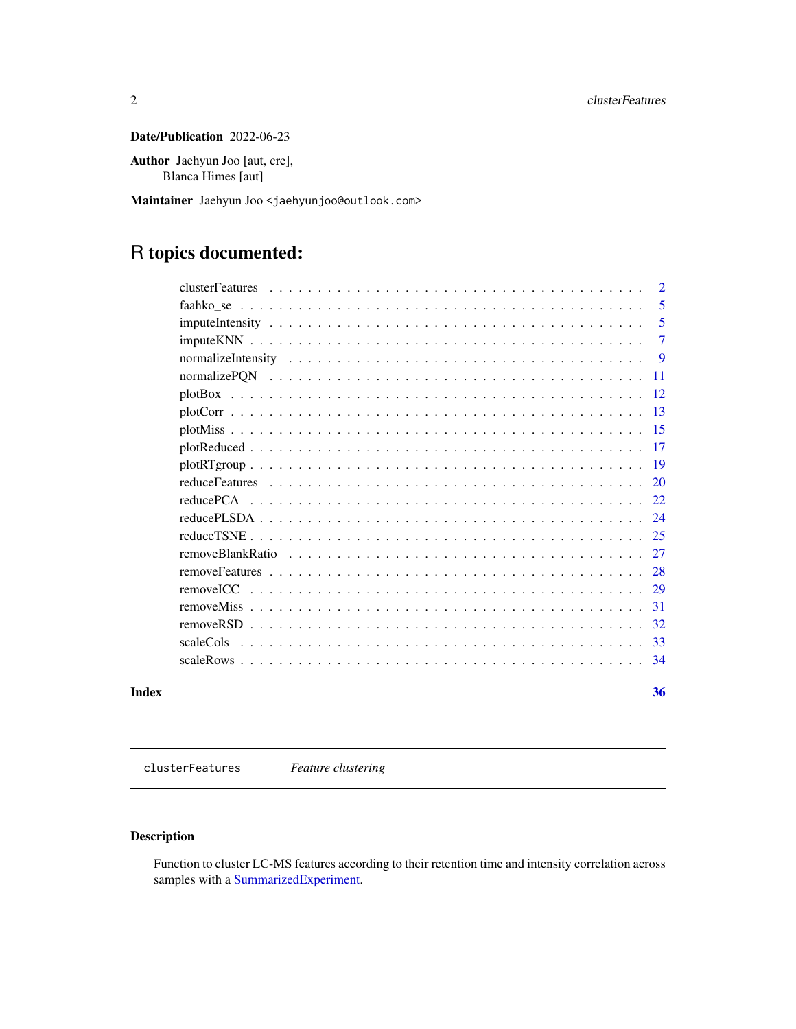**Date/Publication** 2022-06-23

**Author** Jaehyun Joo [aut, cre],
Blanca Himes [aut]

**Maintainer** Jaehyun Joo <jaehyunjoo@outlook.com>

# R topics documented:

| | |
|---|---|
| clusterFeatures | 2 |
| faahko_se | 5 |
| imputeIntensity | 5 |
| imputeKNN | 7 |
| normalizeIntensity | 9 |
| normalizePQN | 11 |
| plotBox | 12 |
| plotCorr | 13 |
| plotMiss | 15 |
| plotReduced | 17 |
| plotRTgroup | 19 |
| reduceFeatures | 20 |
| reducePCA | 22 |
| reducePLSDA | 24 |
| reduceTSNE | 25 |
| removeBlankRatio | 27 |
| removeFeatures | 28 |
| removeICC | 29 |
| removeMiss | 31 |
| removeRSD | 32 |
| scaleCols | 33 |
| scaleRows | 34 |

**Index** **36**

---

`clusterFeatures` *Feature clustering*

## Description

Function to cluster LC-MS features according to their retention time and intensity correlation across samples with a SummarizedExperiment.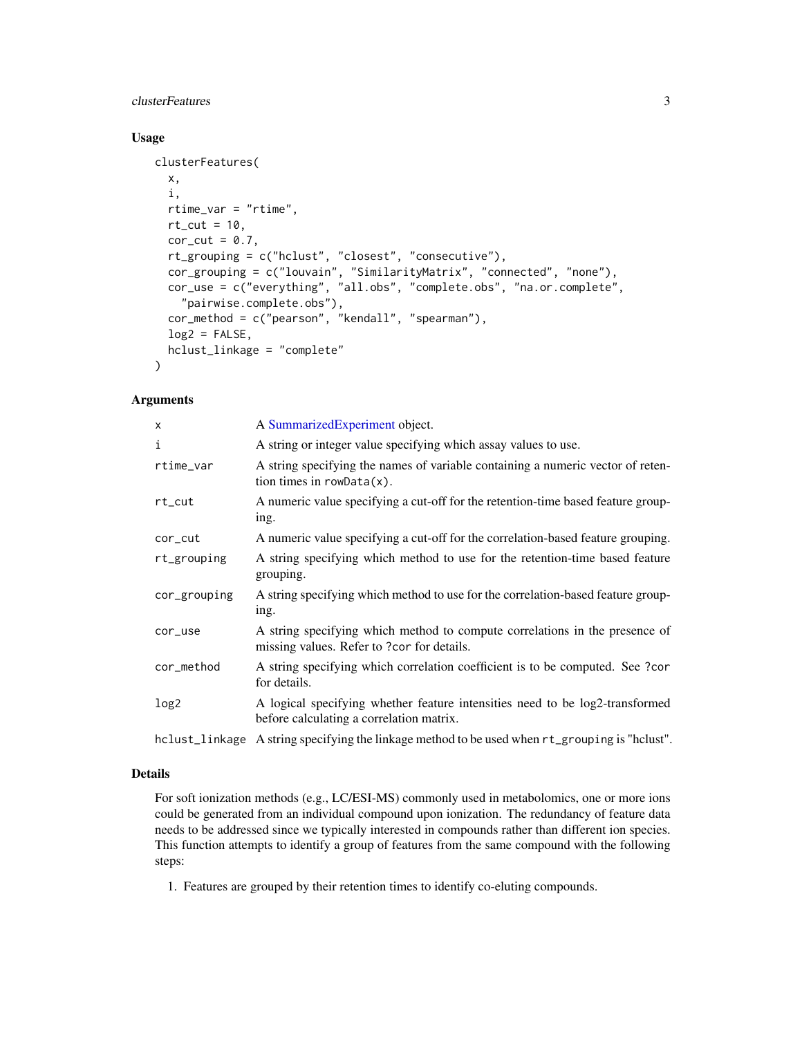## Usage

```
clusterFeatures(
  x,
  i,
  rtime_var = "rtime",
  rt_cut = 10,
  cor_cut = 0.7,
  rt_grouping = c("hclust", "closest", "consecutive"),
  cor_grouping = c("louvain", "SimilarityMatrix", "connected", "none"),
  cor_use = c("everything", "all.obs", "complete.obs", "na.or.complete",
    "pairwise.complete.obs"),
  cor_method = c("pearson", "kendall", "spearman"),
  log2 = FALSE,
  hclust_linkage = "complete"
)
```

## Arguments

| | |
|---|---|
| `x` | A SummarizedExperiment object. |
| `i` | A string or integer value specifying which assay values to use. |
| `rtime_var` | A string specifying the names of variable containing a numeric vector of retention times in `rowData(x)`. |
| `rt_cut` | A numeric value specifying a cut-off for the retention-time based feature grouping. |
| `cor_cut` | A numeric value specifying a cut-off for the correlation-based feature grouping. |
| `rt_grouping` | A string specifying which method to use for the retention-time based feature grouping. |
| `cor_grouping` | A string specifying which method to use for the correlation-based feature grouping. |
| `cor_use` | A string specifying which method to compute correlations in the presence of missing values. Refer to `?cor` for details. |
| `cor_method` | A string specifying which correlation coefficient is to be computed. See `?cor` for details. |
| `log2` | A logical specifying whether feature intensities need to be log2-transformed before calculating a correlation matrix. |
| `hclust_linkage` | A string specifying the linkage method to be used when `rt_grouping` is "hclust". |

## Details

For soft ionization methods (e.g., LC/ESI-MS) commonly used in metabolomics, one or more ions could be generated from an individual compound upon ionization. The redundancy of feature data needs to be addressed since we typically interested in compounds rather than different ion species. This function attempts to identify a group of features from the same compound with the following steps:

1. Features are grouped by their retention times to identify co-eluting compounds.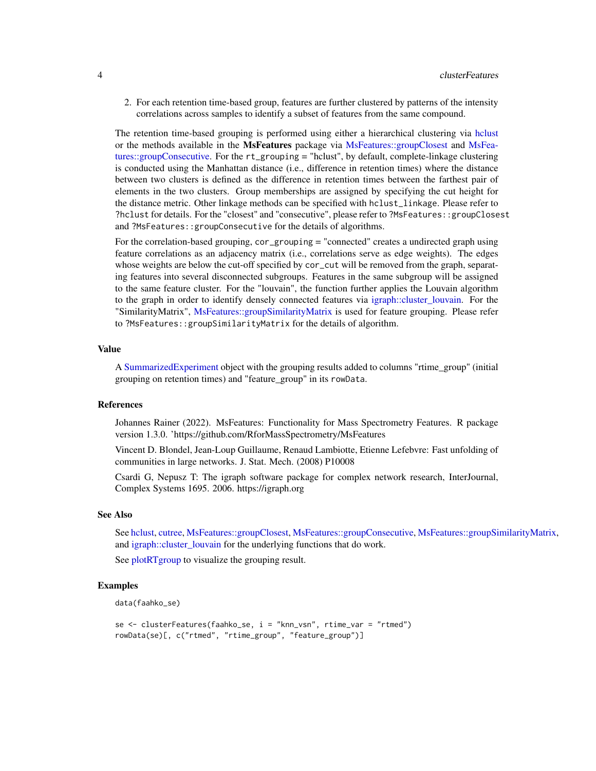2. For each retention time-based group, features are further clustered by patterns of the intensity correlations across samples to identify a subset of features from the same compound.

The retention time-based grouping is performed using either a hierarchical clustering via hclust or the methods available in the **MsFeatures** package via MsFeatures::groupClosest and MsFeatures::groupConsecutive. For the `rt_grouping` = "hclust", by default, complete-linkage clustering is conducted using the Manhattan distance (i.e., difference in retention times) where the distance between two clusters is defined as the difference in retention times between the farthest pair of elements in the two clusters. Group memberships are assigned by specifying the cut height for the distance metric. Other linkage methods can be specified with `hclust_linkage`. Please refer to `?hclust` for details. For the "closest" and "consecutive", please refer to `?MsFeatures::groupClosest` and `?MsFeatures::groupConsecutive` for the details of algorithms.

For the correlation-based grouping, `cor_grouping` = "connected" creates a undirected graph using feature correlations as an adjacency matrix (i.e., correlations serve as edge weights). The edges whose weights are below the cut-off specified by `cor_cut` will be removed from the graph, separating features into several disconnected subgroups. Features in the same subgroup will be assigned to the same feature cluster. For the "louvain", the function further applies the Louvain algorithm to the graph in order to identify densely connected features via igraph::cluster_louvain. For the "SimilarityMatrix", MsFeatures::groupSimilarityMatrix is used for feature grouping. Please refer to `?MsFeatures::groupSimilarityMatrix` for the details of algorithm.

### Value

A SummarizedExperiment object with the grouping results added to columns "rtime_group" (initial grouping on retention times) and "feature_group" in its `rowData`.

### References

Johannes Rainer (2022). MsFeatures: Functionality for Mass Spectrometry Features. R package version 1.3.0. 'https://github.com/RforMassSpectrometry/MsFeatures

Vincent D. Blondel, Jean-Loup Guillaume, Renaud Lambiotte, Etienne Lefebvre: Fast unfolding of communities in large networks. J. Stat. Mech. (2008) P10008

Csardi G, Nepusz T: The igraph software package for complex network research, InterJournal, Complex Systems 1695. 2006. https://igraph.org

### See Also

See hclust, cutree, MsFeatures::groupClosest, MsFeatures::groupConsecutive, MsFeatures::groupSimilarityMatrix, and igraph::cluster_louvain for the underlying functions that do work.

See plotRTgroup to visualize the grouping result.

### Examples

```
data(faahko_se)

se <- clusterFeatures(faahko_se, i = "knn_vsn", rtime_var = "rtmed")
rowData(se)[, c("rtmed", "rtime_group", "feature_group")]
```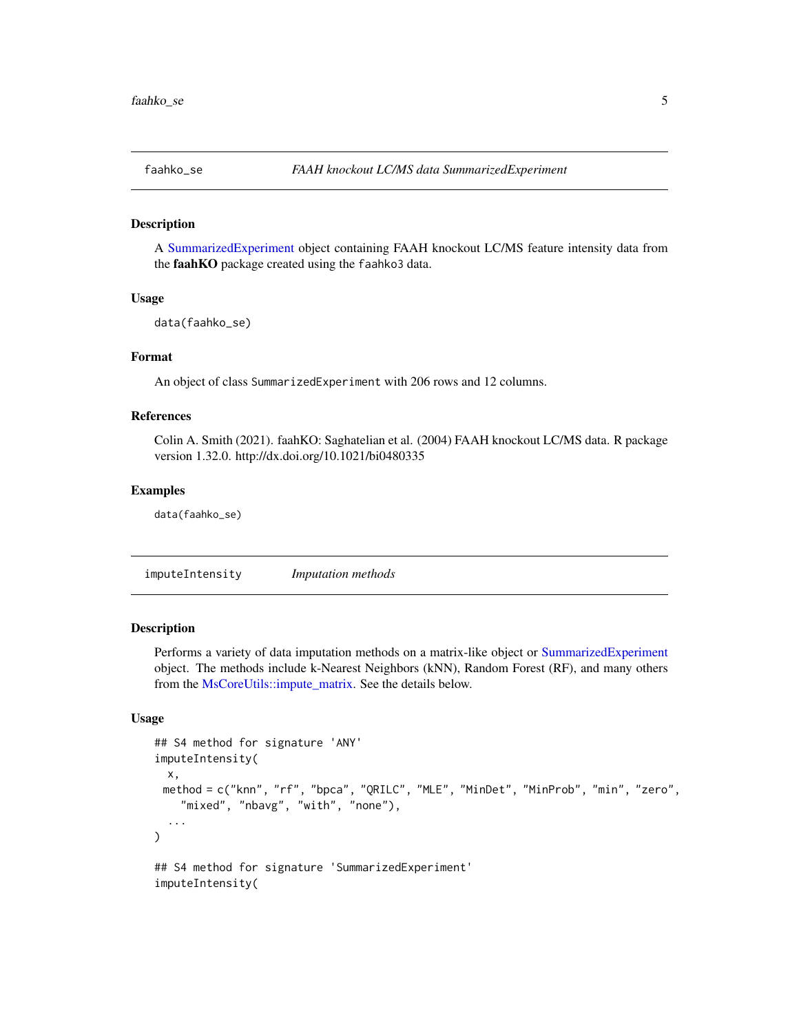## faahko_se — *FAAH knockout LC/MS data SummarizedExperiment*

### Description

A SummarizedExperiment object containing FAAH knockout LC/MS feature intensity data from the **faahKO** package created using the `faahko3` data.

### Usage

```
data(faahko_se)
```

### Format

An object of class `SummarizedExperiment` with 206 rows and 12 columns.

### References

Colin A. Smith (2021). faahKO: Saghatelian et al. (2004) FAAH knockout LC/MS data. R package version 1.32.0. http://dx.doi.org/10.1021/bi0480335

### Examples

```
data(faahko_se)
```

## imputeIntensity — *Imputation methods*

### Description

Performs a variety of data imputation methods on a matrix-like object or SummarizedExperiment object. The methods include k-Nearest Neighbors (kNN), Random Forest (RF), and many others from the MsCoreUtils::impute_matrix. See the details below.

### Usage

```
## S4 method for signature 'ANY'
imputeIntensity(
  x,
 method = c("knn", "rf", "bpca", "QRILC", "MLE", "MinDet", "MinProb", "min", "zero",
    "mixed", "nbavg", "with", "none"),
  ...
)

## S4 method for signature 'SummarizedExperiment'
imputeIntensity(
```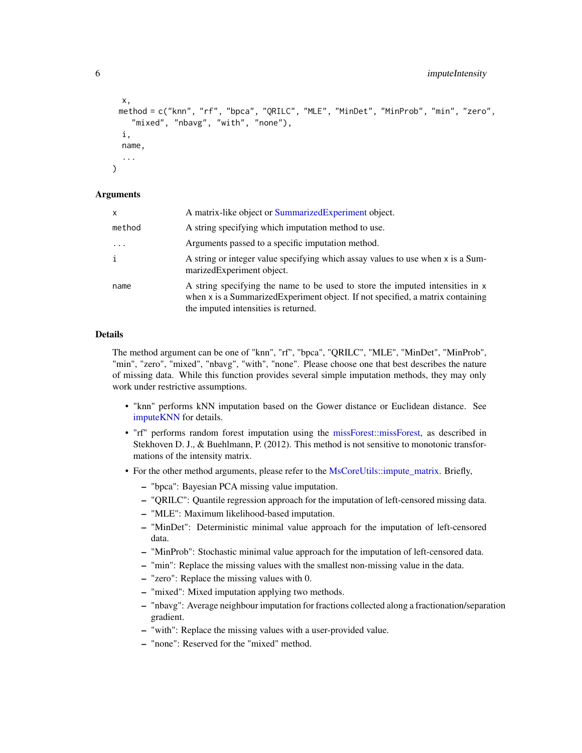```
  x,
  method = c("knn", "rf", "bpca", "QRILC", "MLE", "MinDet", "MinProb", "min", "zero",
    "mixed", "nbavg", "with", "none"),
  i,
  name,
  ...
)
```

### Arguments

| | |
|---|---|
| x | A matrix-like object or SummarizedExperiment object. |
| method | A string specifying which imputation method to use. |
| ... | Arguments passed to a specific imputation method. |
| i | A string or integer value specifying which assay values to use when x is a SummarizedExperiment object. |
| name | A string specifying the name to be used to store the imputed intensities in x when x is a SummarizedExperiment object. If not specified, a matrix containing the imputed intensities is returned. |

### Details

The method argument can be one of "knn", "rf", "bpca", "QRILC", "MLE", "MinDet", "MinProb", "min", "zero", "mixed", "nbavg", "with", "none". Please choose one that best describes the nature of missing data. While this function provides several simple imputation methods, they may only work under restrictive assumptions.

- "knn" performs kNN imputation based on the Gower distance or Euclidean distance. See imputeKNN for details.
- "rf" performs random forest imputation using the missForest::missForest, as described in Stekhoven D. J., & Buehlmann, P. (2012). This method is not sensitive to monotonic transformations of the intensity matrix.
- For the other method arguments, please refer to the MsCoreUtils::impute_matrix. Briefly,
  - "bpca": Bayesian PCA missing value imputation.
  - "QRILC": Quantile regression approach for the imputation of left-censored missing data.
  - "MLE": Maximum likelihood-based imputation.
  - "MinDet": Deterministic minimal value approach for the imputation of left-censored data.
  - "MinProb": Stochastic minimal value approach for the imputation of left-censored data.
  - "min": Replace the missing values with the smallest non-missing value in the data.
  - "zero": Replace the missing values with 0.
  - "mixed": Mixed imputation applying two methods.
  - "nbavg": Average neighbour imputation for fractions collected along a fractionation/separation gradient.
  - "with": Replace the missing values with a user-provided value.
  - "none": Reserved for the "mixed" method.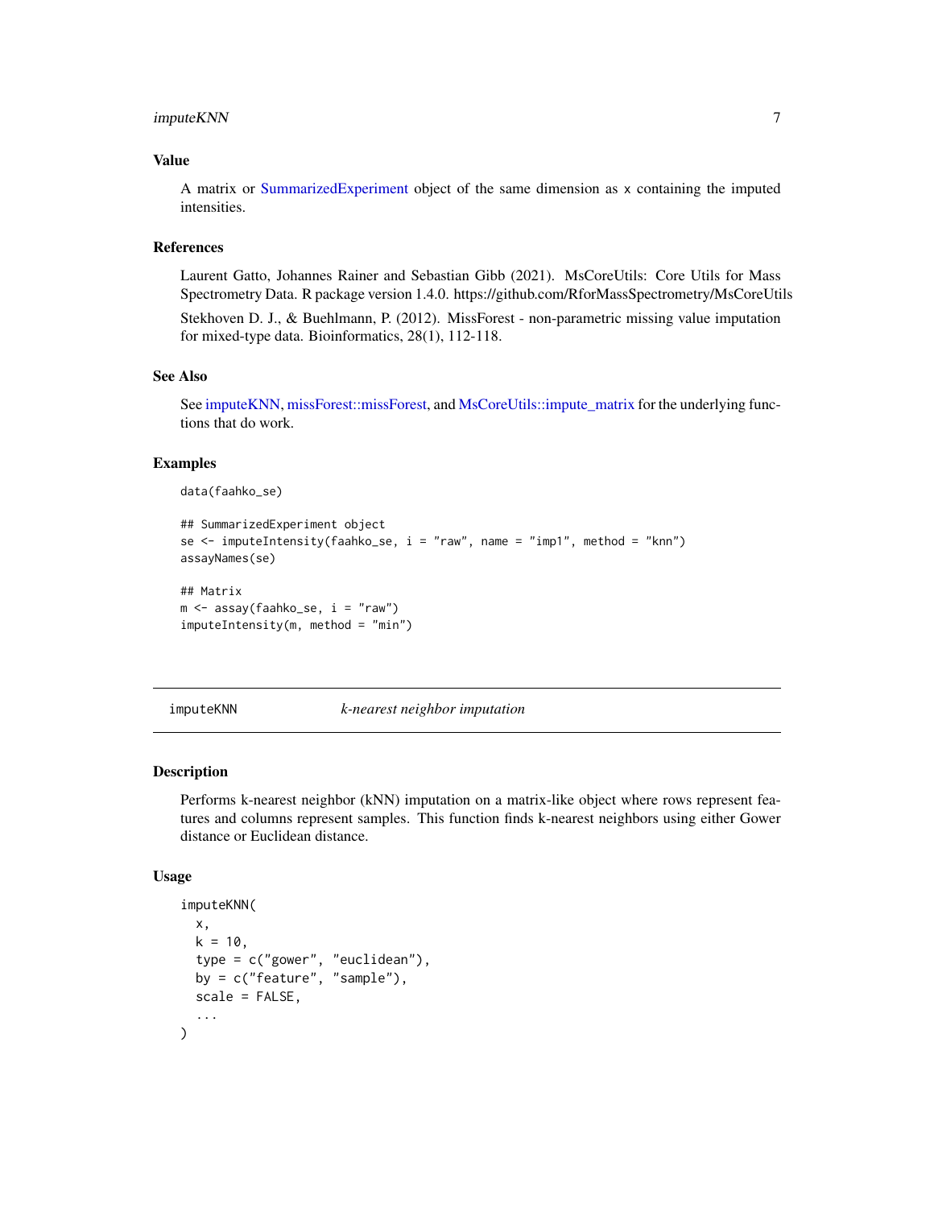### Value

A matrix or SummarizedExperiment object of the same dimension as x containing the imputed intensities.

### References

Laurent Gatto, Johannes Rainer and Sebastian Gibb (2021). MsCoreUtils: Core Utils for Mass Spectrometry Data. R package version 1.4.0. https://github.com/RforMassSpectrometry/MsCoreUtils

Stekhoven D. J., & Buehlmann, P. (2012). MissForest - non-parametric missing value imputation for mixed-type data. Bioinformatics, 28(1), 112-118.

### See Also

See imputeKNN, missForest::missForest, and MsCoreUtils::impute_matrix for the underlying functions that do work.

### Examples

```
data(faahko_se)

## SummarizedExperiment object
se <- imputeIntensity(faahko_se, i = "raw", name = "imp1", method = "knn")
assayNames(se)

## Matrix
m <- assay(faahko_se, i = "raw")
imputeIntensity(m, method = "min")
```

---

## imputeKNN — *k-nearest neighbor imputation*

### Description

Performs k-nearest neighbor (kNN) imputation on a matrix-like object where rows represent features and columns represent samples. This function finds k-nearest neighbors using either Gower distance or Euclidean distance.

### Usage

```
imputeKNN(
  x,
  k = 10,
  type = c("gower", "euclidean"),
  by = c("feature", "sample"),
  scale = FALSE,
  ...
)
```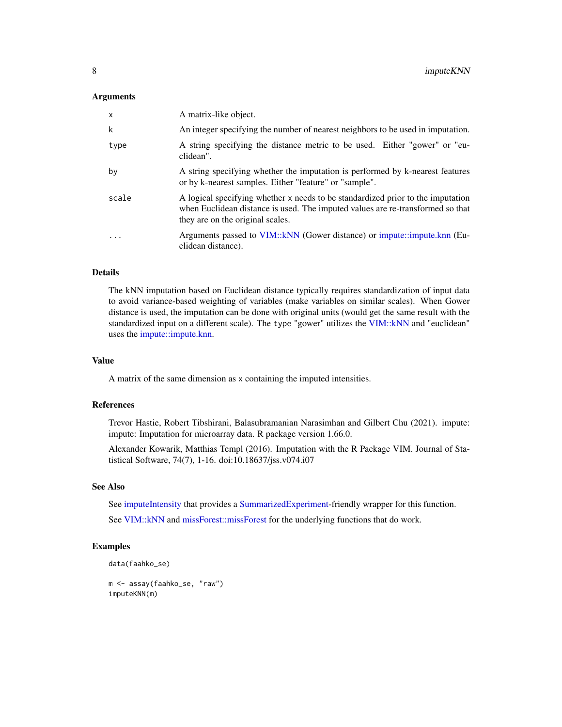### Arguments

| | |
|---|---|
| `x` | A matrix-like object. |
| `k` | An integer specifying the number of nearest neighbors to be used in imputation. |
| `type` | A string specifying the distance metric to be used. Either "gower" or "euclidean". |
| `by` | A string specifying whether the imputation is performed by k-nearest features or by k-nearest samples. Either "feature" or "sample". |
| `scale` | A logical specifying whether `x` needs to be standardized prior to the imputation when Euclidean distance is used. The imputed values are re-transformed so that they are on the original scales. |
| `...` | Arguments passed to VIM::kNN (Gower distance) or impute::impute.knn (Euclidean distance). |

### Details

The kNN imputation based on Euclidean distance typically requires standardization of input data to avoid variance-based weighting of variables (make variables on similar scales). When Gower distance is used, the imputation can be done with original units (would get the same result with the standardized input on a different scale). The `type` "gower" utilizes the VIM::kNN and "euclidean" uses the impute::impute.knn.

### Value

A matrix of the same dimension as `x` containing the imputed intensities.

### References

Trevor Hastie, Robert Tibshirani, Balasubramanian Narasimhan and Gilbert Chu (2021). impute: impute: Imputation for microarray data. R package version 1.66.0.

Alexander Kowarik, Matthias Templ (2016). Imputation with the R Package VIM. Journal of Statistical Software, 74(7), 1-16. doi:10.18637/jss.v074.i07

### See Also

See imputeIntensity that provides a SummarizedExperiment-friendly wrapper for this function.

See VIM::kNN and missForest::missForest for the underlying functions that do work.

### Examples

```
data(faahko_se)

m <- assay(faahko_se, "raw")
imputeKNN(m)
```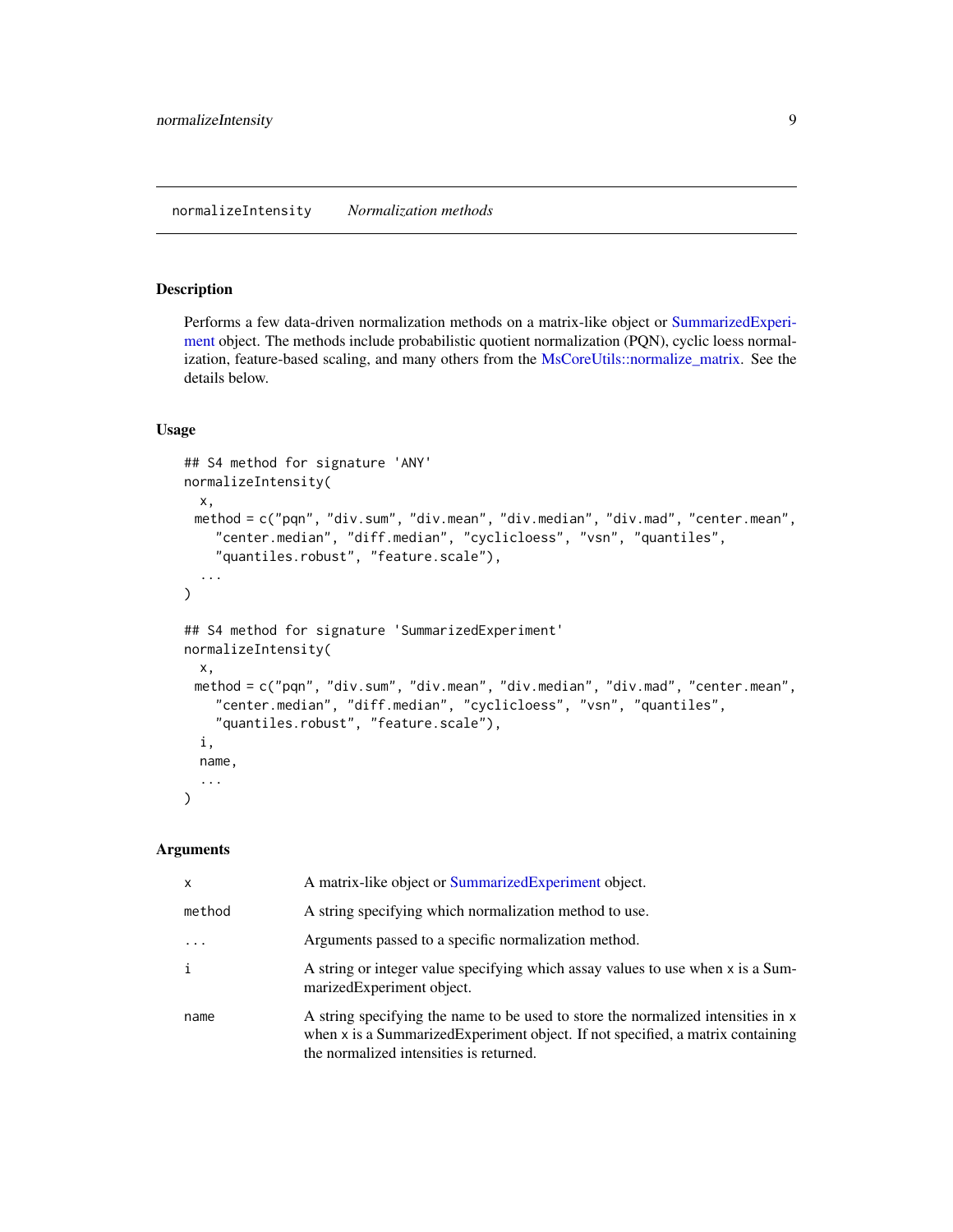## normalizeIntensity *Normalization methods*

### Description

Performs a few data-driven normalization methods on a matrix-like object or SummarizedExperiment object. The methods include probabilistic quotient normalization (PQN), cyclic loess normalization, feature-based scaling, and many others from the MsCoreUtils::normalize_matrix. See the details below.

### Usage

```
## S4 method for signature 'ANY'
normalizeIntensity(
  x,
  method = c("pqn", "div.sum", "div.mean", "div.median", "div.mad", "center.mean",
    "center.median", "diff.median", "cyclicloess", "vsn", "quantiles",
    "quantiles.robust", "feature.scale"),
  ...
)

## S4 method for signature 'SummarizedExperiment'
normalizeIntensity(
  x,
  method = c("pqn", "div.sum", "div.mean", "div.median", "div.mad", "center.mean",
    "center.median", "diff.median", "cyclicloess", "vsn", "quantiles",
    "quantiles.robust", "feature.scale"),
  i,
  name,
  ...
)
```

### Arguments

| | |
|---|---|
| x | A matrix-like object or SummarizedExperiment object. |
| method | A string specifying which normalization method to use. |
| ... | Arguments passed to a specific normalization method. |
| i | A string or integer value specifying which assay values to use when x is a SummarizedExperiment object. |
| name | A string specifying the name to be used to store the normalized intensities in x when x is a SummarizedExperiment object. If not specified, a matrix containing the normalized intensities is returned. |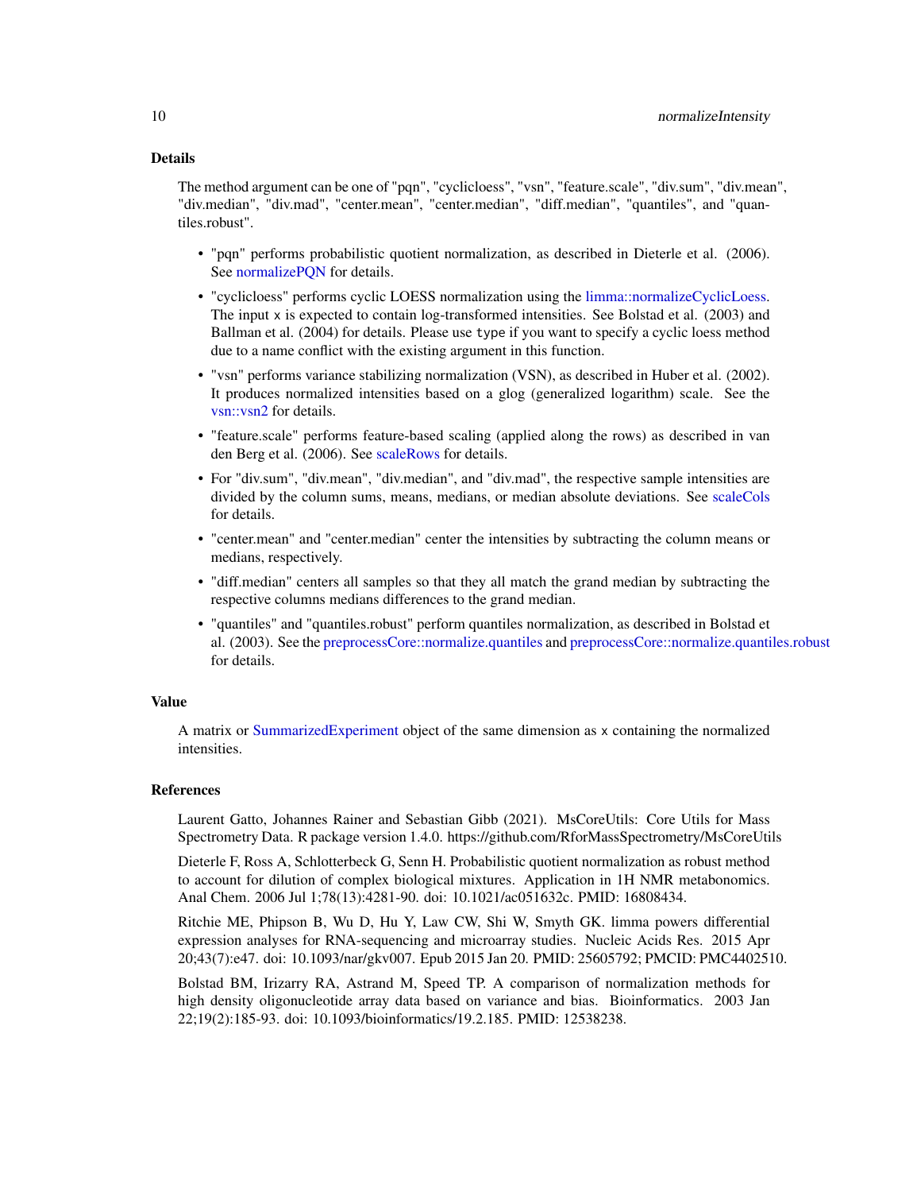### Details

The method argument can be one of "pqn", "cyclicloess", "vsn", "feature.scale", "div.sum", "div.mean", "div.median", "div.mad", "center.mean", "center.median", "diff.median", "quantiles", and "quantiles.robust".

- "pqn" performs probabilistic quotient normalization, as described in Dieterle et al. (2006). See normalizePQN for details.
- "cyclicloess" performs cyclic LOESS normalization using the limma::normalizeCyclicLoess. The input `x` is expected to contain log-transformed intensities. See Bolstad et al. (2003) and Ballman et al. (2004) for details. Please use `type` if you want to specify a cyclic loess method due to a name conflict with the existing argument in this function.
- "vsn" performs variance stabilizing normalization (VSN), as described in Huber et al. (2002). It produces normalized intensities based on a glog (generalized logarithm) scale. See the vsn::vsn2 for details.
- "feature.scale" performs feature-based scaling (applied along the rows) as described in van den Berg et al. (2006). See scaleRows for details.
- For "div.sum", "div.mean", "div.median", and "div.mad", the respective sample intensities are divided by the column sums, means, medians, or median absolute deviations. See scaleCols for details.
- "center.mean" and "center.median" center the intensities by subtracting the column means or medians, respectively.
- "diff.median" centers all samples so that they all match the grand median by subtracting the respective columns medians differences to the grand median.
- "quantiles" and "quantiles.robust" perform quantiles normalization, as described in Bolstad et al. (2003). See the preprocessCore::normalize.quantiles and preprocessCore::normalize.quantiles.robust for details.

### Value

A matrix or SummarizedExperiment object of the same dimension as `x` containing the normalized intensities.

### References

Laurent Gatto, Johannes Rainer and Sebastian Gibb (2021). MsCoreUtils: Core Utils for Mass Spectrometry Data. R package version 1.4.0. https://github.com/RforMassSpectrometry/MsCoreUtils

Dieterle F, Ross A, Schlotterbeck G, Senn H. Probabilistic quotient normalization as robust method to account for dilution of complex biological mixtures. Application in 1H NMR metabonomics. Anal Chem. 2006 Jul 1;78(13):4281-90. doi: 10.1021/ac051632c. PMID: 16808434.

Ritchie ME, Phipson B, Wu D, Hu Y, Law CW, Shi W, Smyth GK. limma powers differential expression analyses for RNA-sequencing and microarray studies. Nucleic Acids Res. 2015 Apr 20;43(7):e47. doi: 10.1093/nar/gkv007. Epub 2015 Jan 20. PMID: 25605792; PMCID: PMC4402510.

Bolstad BM, Irizarry RA, Astrand M, Speed TP. A comparison of normalization methods for high density oligonucleotide array data based on variance and bias. Bioinformatics. 2003 Jan 22;19(2):185-93. doi: 10.1093/bioinformatics/19.2.185. PMID: 12538238.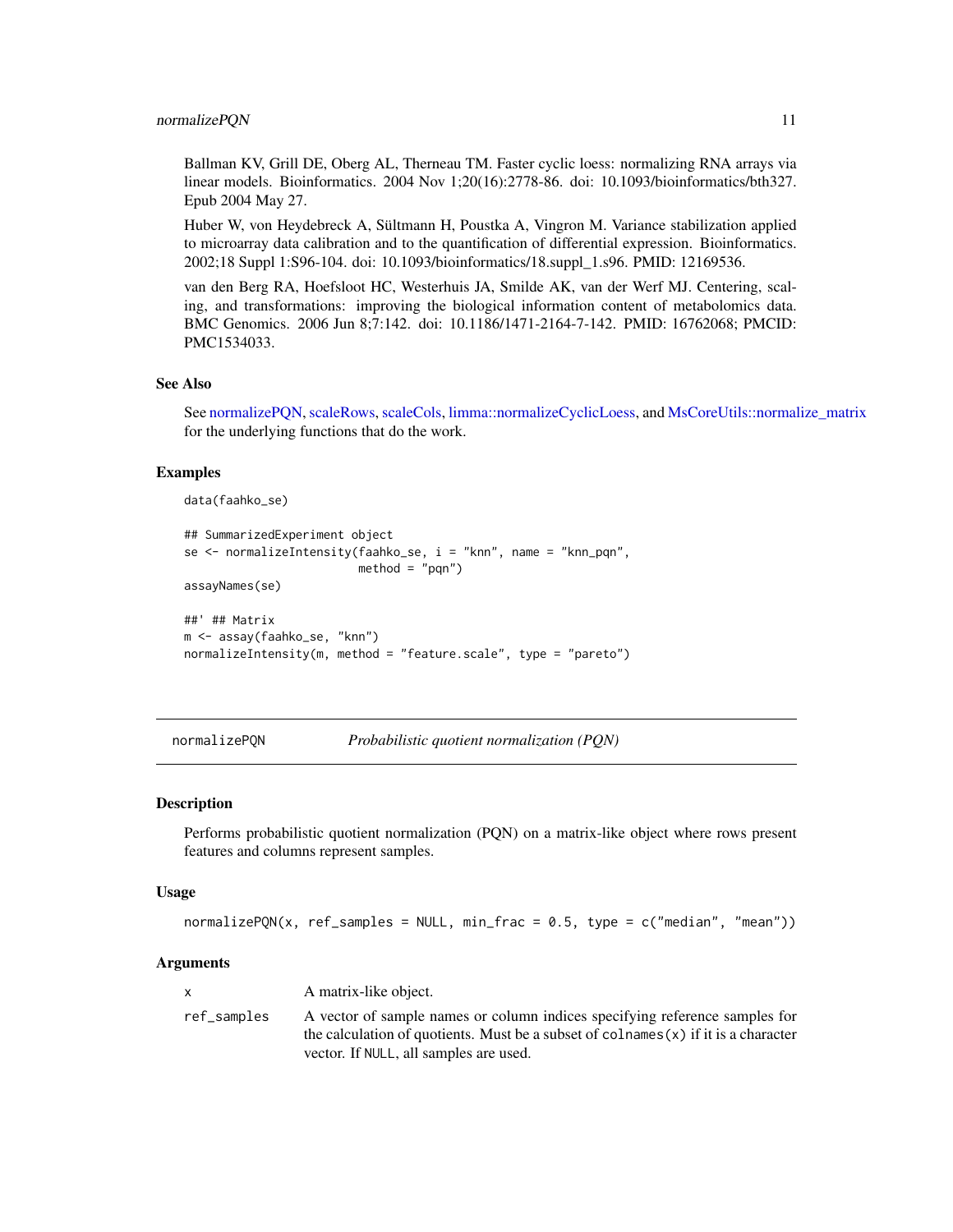Ballman KV, Grill DE, Oberg AL, Therneau TM. Faster cyclic loess: normalizing RNA arrays via linear models. Bioinformatics. 2004 Nov 1;20(16):2778-86. doi: 10.1093/bioinformatics/bth327. Epub 2004 May 27.

Huber W, von Heydebreck A, Sültmann H, Poustka A, Vingron M. Variance stabilization applied to microarray data calibration and to the quantification of differential expression. Bioinformatics. 2002;18 Suppl 1:S96-104. doi: 10.1093/bioinformatics/18.suppl_1.s96. PMID: 12169536.

van den Berg RA, Hoefsloot HC, Westerhuis JA, Smilde AK, van der Werf MJ. Centering, scaling, and transformations: improving the biological information content of metabolomics data. BMC Genomics. 2006 Jun 8;7:142. doi: 10.1186/1471-2164-7-142. PMID: 16762068; PMCID: PMC1534033.

### See Also

See normalizePQN, scaleRows, scaleCols, limma::normalizeCyclicLoess, and MsCoreUtils::normalize_matrix for the underlying functions that do the work.

### Examples

```
data(faahko_se)

## SummarizedExperiment object
se <- normalizeIntensity(faahko_se, i = "knn", name = "knn_pqn",
                         method = "pqn")
assayNames(se)

##' ## Matrix
m <- assay(faahko_se, "knn")
normalizeIntensity(m, method = "feature.scale", type = "pareto")
```

---

## normalizePQN — *Probabilistic quotient normalization (PQN)*

### Description

Performs probabilistic quotient normalization (PQN) on a matrix-like object where rows present features and columns represent samples.

### Usage

```
normalizePQN(x, ref_samples = NULL, min_frac = 0.5, type = c("median", "mean"))
```

### Arguments

| | |
|---|---|
| `x` | A matrix-like object. |
| `ref_samples` | A vector of sample names or column indices specifying reference samples for the calculation of quotients. Must be a subset of `colnames(x)` if it is a character vector. If `NULL`, all samples are used. |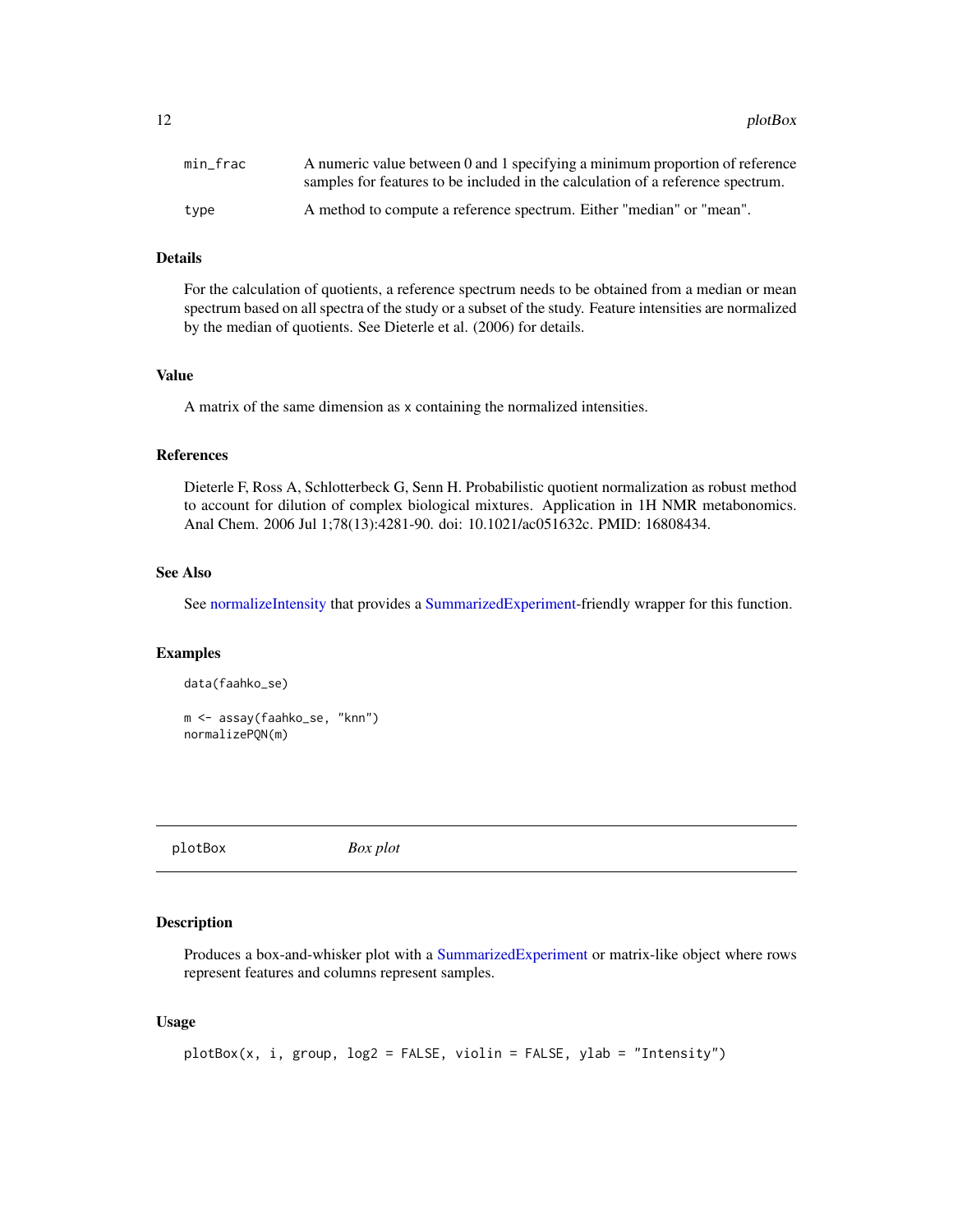| | |
|---|---|
| min_frac | A numeric value between 0 and 1 specifying a minimum proportion of reference samples for features to be included in the calculation of a reference spectrum. |
| type | A method to compute a reference spectrum. Either "median" or "mean". |

### Details

For the calculation of quotients, a reference spectrum needs to be obtained from a median or mean spectrum based on all spectra of the study or a subset of the study. Feature intensities are normalized by the median of quotients. See Dieterle et al. (2006) for details.

### Value

A matrix of the same dimension as x containing the normalized intensities.

### References

Dieterle F, Ross A, Schlotterbeck G, Senn H. Probabilistic quotient normalization as robust method to account for dilution of complex biological mixtures. Application in 1H NMR metabonomics. Anal Chem. 2006 Jul 1;78(13):4281-90. doi: 10.1021/ac051632c. PMID: 16808434.

### See Also

See normalizeIntensity that provides a SummarizedExperiment-friendly wrapper for this function.

### Examples

```
data(faahko_se)

m <- assay(faahko_se, "knn")
normalizePQN(m)
```

---

## plotBox *Box plot*

---

### Description

Produces a box-and-whisker plot with a SummarizedExperiment or matrix-like object where rows represent features and columns represent samples.

### Usage

```
plotBox(x, i, group, log2 = FALSE, violin = FALSE, ylab = "Intensity")
```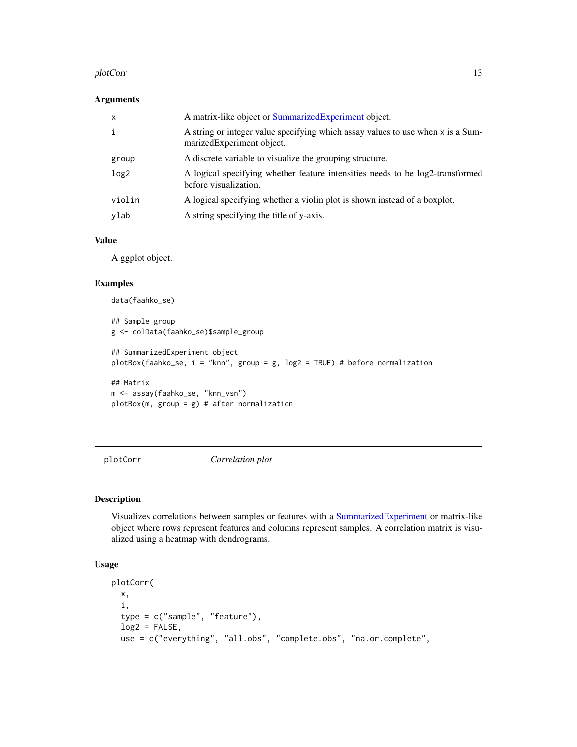### Arguments

| | |
|---|---|
| x | A matrix-like object or SummarizedExperiment object. |
| i | A string or integer value specifying which assay values to use when x is a SummarizedExperiment object. |
| group | A discrete variable to visualize the grouping structure. |
| log2 | A logical specifying whether feature intensities needs to be log2-transformed before visualization. |
| violin | A logical specifying whether a violin plot is shown instead of a boxplot. |
| ylab | A string specifying the title of y-axis. |

### Value

A ggplot object.

### Examples

```
data(faahko_se)

## Sample group
g <- colData(faahko_se)$sample_group

## SummarizedExperiment object
plotBox(faahko_se, i = "knn", group = g, log2 = TRUE) # before normalization

## Matrix
m <- assay(faahko_se, "knn_vsn")
plotBox(m, group = g) # after normalization
```

---

## plotCorr *Correlation plot*

### Description

Visualizes correlations between samples or features with a SummarizedExperiment or matrix-like object where rows represent features and columns represent samples. A correlation matrix is visualized using a heatmap with dendrograms.

### Usage

```
plotCorr(
  x,
  i,
  type = c("sample", "feature"),
  log2 = FALSE,
  use = c("everything", "all.obs", "complete.obs", "na.or.complete",
```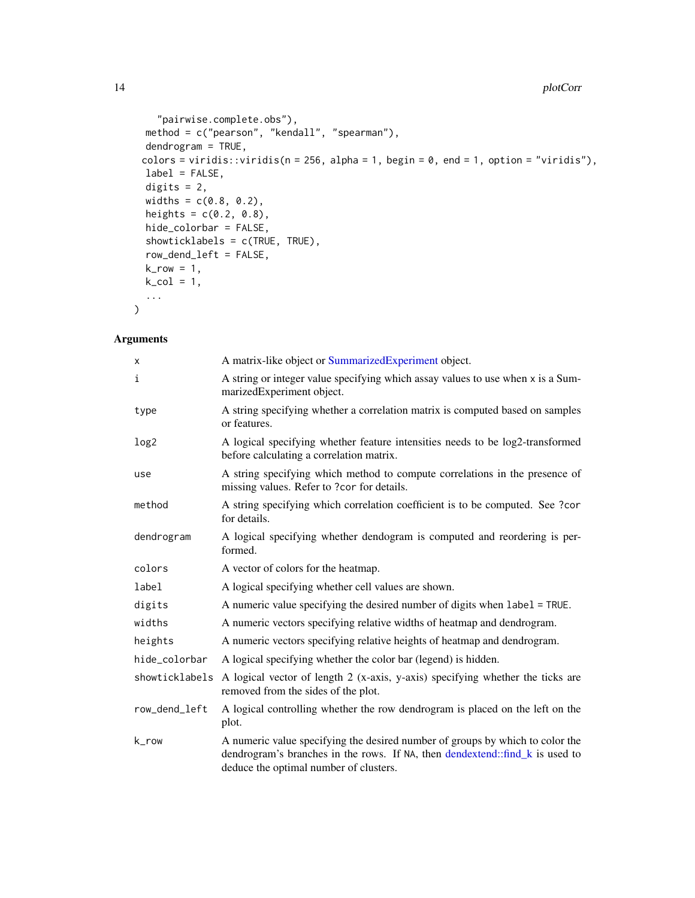```
    "pairwise.complete.obs"),
  method = c("pearson", "kendall", "spearman"),
  dendrogram = TRUE,
  colors = viridis::viridis(n = 256, alpha = 1, begin = 0, end = 1, option = "viridis"),
  label = FALSE,
  digits = 2,
  widths = c(0.8, 0.2),
  heights = c(0.2, 0.8),
  hide_colorbar = FALSE,
  showticklabels = c(TRUE, TRUE),
  row_dend_left = FALSE,
  k_row = 1,
  k_col = 1,
  ...
)
```

## Arguments

| Argument | Description |
|---|---|
| `x` | A matrix-like object or SummarizedExperiment object. |
| `i` | A string or integer value specifying which assay values to use when `x` is a SummarizedExperiment object. |
| `type` | A string specifying whether a correlation matrix is computed based on samples or features. |
| `log2` | A logical specifying whether feature intensities needs to be log2-transformed before calculating a correlation matrix. |
| `use` | A string specifying which method to compute correlations in the presence of missing values. Refer to `?cor` for details. |
| `method` | A string specifying which correlation coefficient is to be computed. See `?cor` for details. |
| `dendrogram` | A logical specifying whether dendogram is computed and reordering is performed. |
| `colors` | A vector of colors for the heatmap. |
| `label` | A logical specifying whether cell values are shown. |
| `digits` | A numeric value specifying the desired number of digits when `label = TRUE`. |
| `widths` | A numeric vectors specifying relative widths of heatmap and dendrogram. |
| `heights` | A numeric vectors specifying relative heights of heatmap and dendrogram. |
| `hide_colorbar` | A logical specifying whether the color bar (legend) is hidden. |
| `showticklabels` | A logical vector of length 2 (x-axis, y-axis) specifying whether the ticks are removed from the sides of the plot. |
| `row_dend_left` | A logical controlling whether the row dendrogram is placed on the left on the plot. |
| `k_row` | A numeric value specifying the desired number of groups by which to color the dendrogram's branches in the rows. If `NA`, then dendextend::find_k is used to deduce the optimal number of clusters. |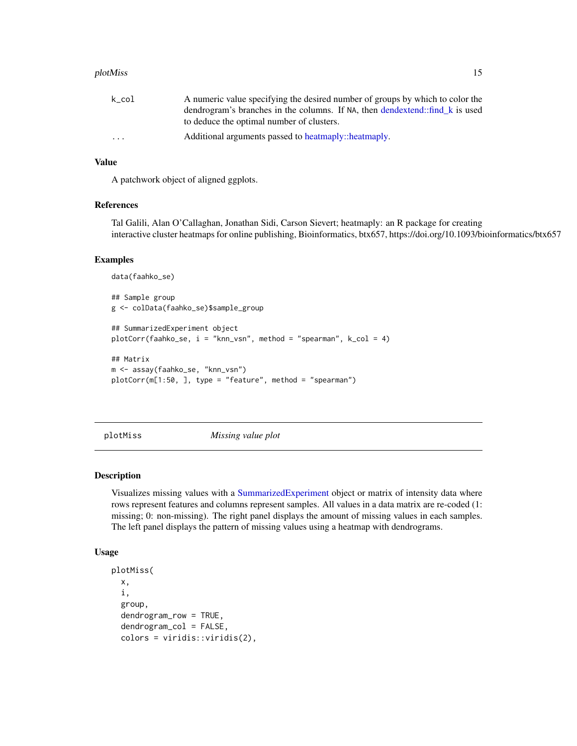| | |
|---|---|
| k_col | A numeric value specifying the desired number of groups by which to color the dendrogram's branches in the columns. If NA, then dendextend::find_k is used to deduce the optimal number of clusters. |
| ... | Additional arguments passed to heatmaply::heatmaply. |

### Value

A patchwork object of aligned ggplots.

### References

Tal Galili, Alan O'Callaghan, Jonathan Sidi, Carson Sievert; heatmaply: an R package for creating interactive cluster heatmaps for online publishing, Bioinformatics, btx657, https://doi.org/10.1093/bioinformatics/btx657

### Examples

```
data(faahko_se)

## Sample group
g <- colData(faahko_se)$sample_group

## SummarizedExperiment object
plotCorr(faahko_se, i = "knn_vsn", method = "spearman", k_col = 4)

## Matrix
m <- assay(faahko_se, "knn_vsn")
plotCorr(m[1:50, ], type = "feature", method = "spearman")
```

---

## plotMiss *Missing value plot*

### Description

Visualizes missing values with a SummarizedExperiment object or matrix of intensity data where rows represent features and columns represent samples. All values in a data matrix are re-coded (1: missing; 0: non-missing). The right panel displays the amount of missing values in each samples. The left panel displays the pattern of missing values using a heatmap with dendrograms.

### Usage

```
plotMiss(
  x,
  i,
  group,
  dendrogram_row = TRUE,
  dendrogram_col = FALSE,
  colors = viridis::viridis(2),
```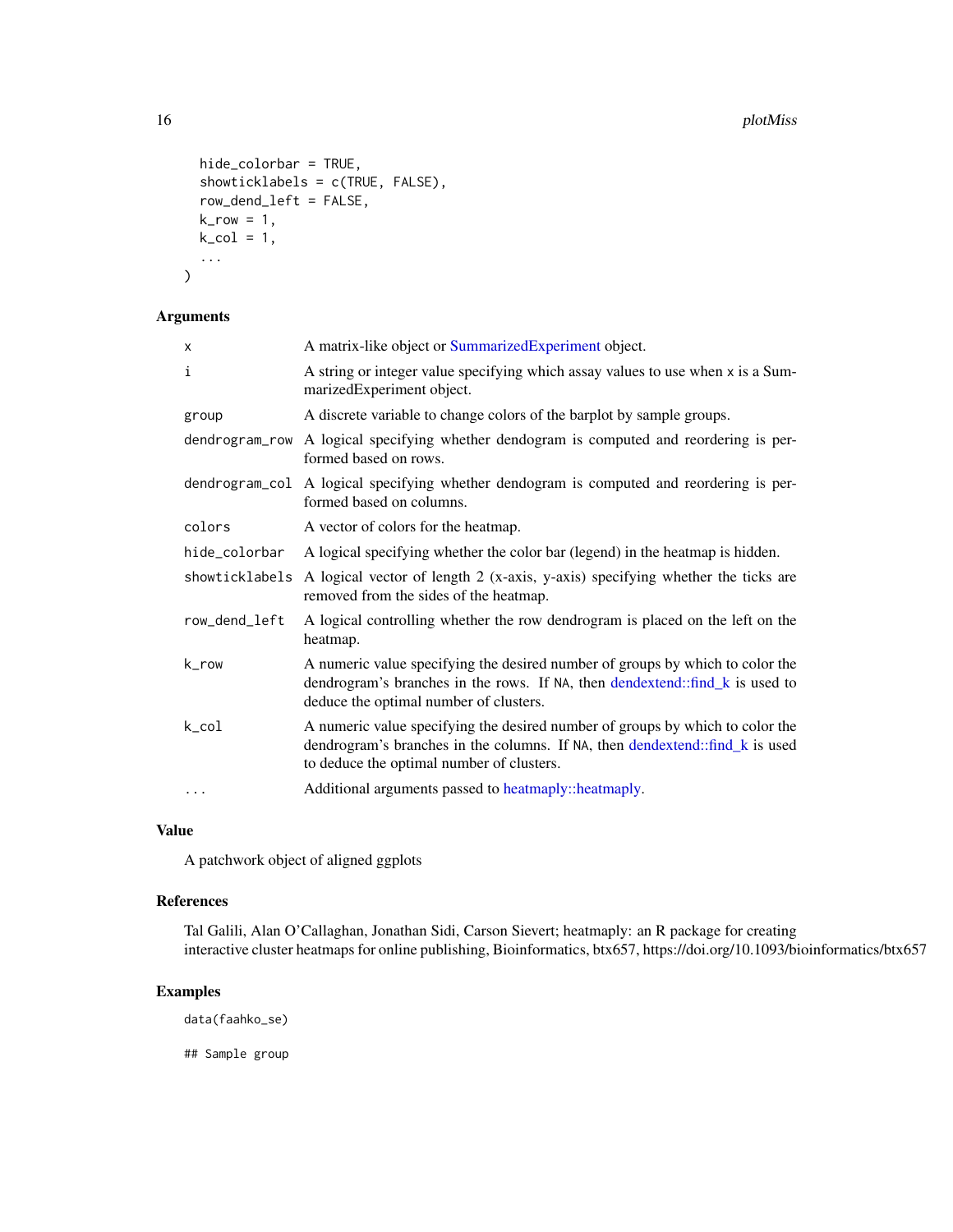```
  hide_colorbar = TRUE,
  showticklabels = c(TRUE, FALSE),
  row_dend_left = FALSE,
  k_row = 1,
  k_col = 1,
  ...
)
```

## Arguments

| | |
|---|---|
| x | A matrix-like object or SummarizedExperiment object. |
| i | A string or integer value specifying which assay values to use when x is a SummarizedExperiment object. |
| group | A discrete variable to change colors of the barplot by sample groups. |
| dendrogram_row | A logical specifying whether dendogram is computed and reordering is performed based on rows. |
| dendrogram_col | A logical specifying whether dendogram is computed and reordering is performed based on columns. |
| colors | A vector of colors for the heatmap. |
| hide_colorbar | A logical specifying whether the color bar (legend) in the heatmap is hidden. |
| showticklabels | A logical vector of length 2 (x-axis, y-axis) specifying whether the ticks are removed from the sides of the heatmap. |
| row_dend_left | A logical controlling whether the row dendrogram is placed on the left on the heatmap. |
| k_row | A numeric value specifying the desired number of groups by which to color the dendrogram's branches in the rows. If NA, then dendextend::find_k is used to deduce the optimal number of clusters. |
| k_col | A numeric value specifying the desired number of groups by which to color the dendrogram's branches in the columns. If NA, then dendextend::find_k is used to deduce the optimal number of clusters. |
| ... | Additional arguments passed to heatmaply::heatmaply. |

## Value

A patchwork object of aligned ggplots

## References

Tal Galili, Alan O'Callaghan, Jonathan Sidi, Carson Sievert; heatmaply: an R package for creating interactive cluster heatmaps for online publishing, Bioinformatics, btx657, https://doi.org/10.1093/bioinformatics/btx657

## Examples

```
data(faahko_se)

## Sample group
```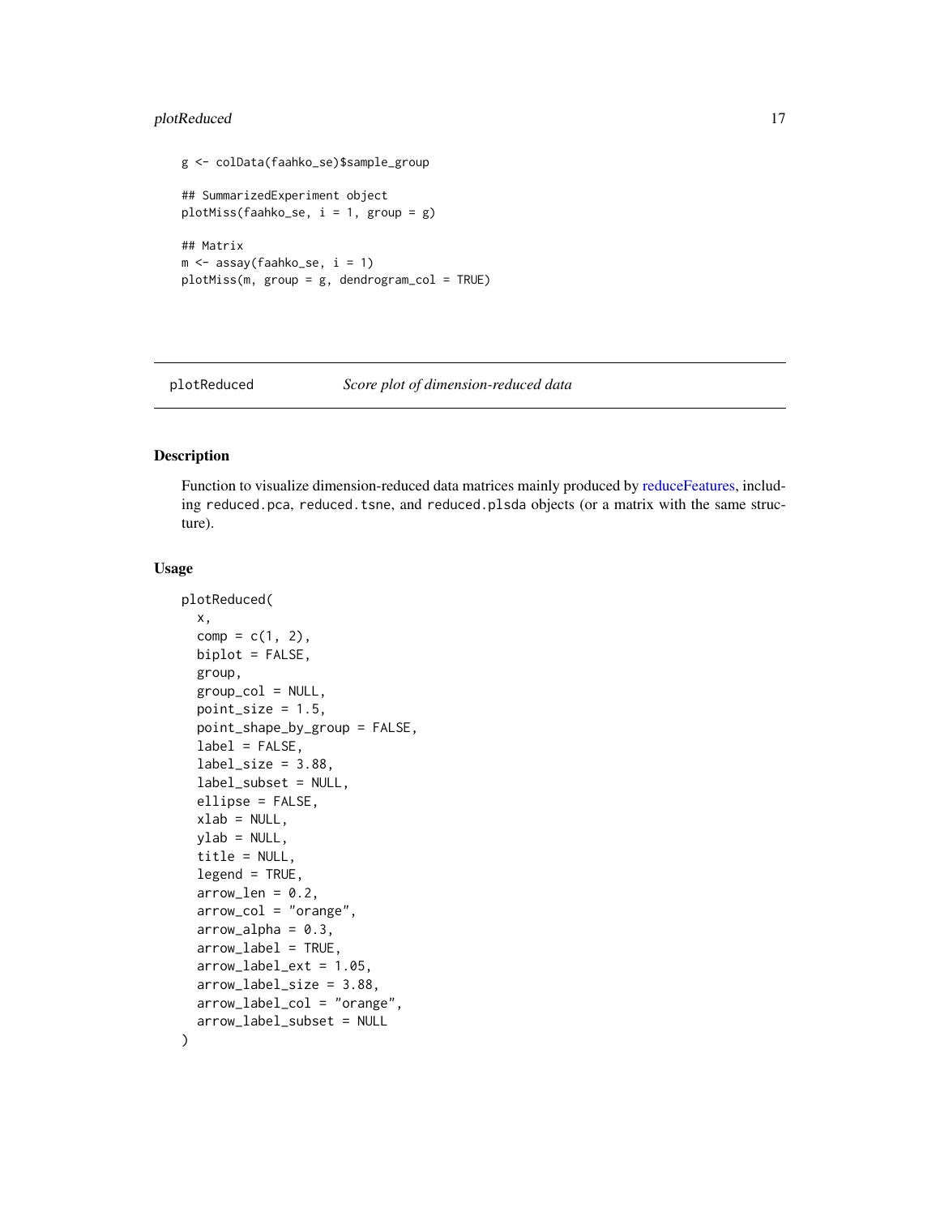```
g <- colData(faahko_se)$sample_group

## SummarizedExperiment object
plotMiss(faahko_se, i = 1, group = g)

## Matrix
m <- assay(faahko_se, i = 1)
plotMiss(m, group = g, dendrogram_col = TRUE)
```

## plotReduced — *Score plot of dimension-reduced data*

### Description

Function to visualize dimension-reduced data matrices mainly produced by reduceFeatures, including `reduced.pca`, `reduced.tsne`, and `reduced.plsda` objects (or a matrix with the same structure).

### Usage

```
plotReduced(
  x,
  comp = c(1, 2),
  biplot = FALSE,
  group,
  group_col = NULL,
  point_size = 1.5,
  point_shape_by_group = FALSE,
  label = FALSE,
  label_size = 3.88,
  label_subset = NULL,
  ellipse = FALSE,
  xlab = NULL,
  ylab = NULL,
  title = NULL,
  legend = TRUE,
  arrow_len = 0.2,
  arrow_col = "orange",
  arrow_alpha = 0.3,
  arrow_label = TRUE,
  arrow_label_ext = 1.05,
  arrow_label_size = 3.88,
  arrow_label_col = "orange",
  arrow_label_subset = NULL
)
```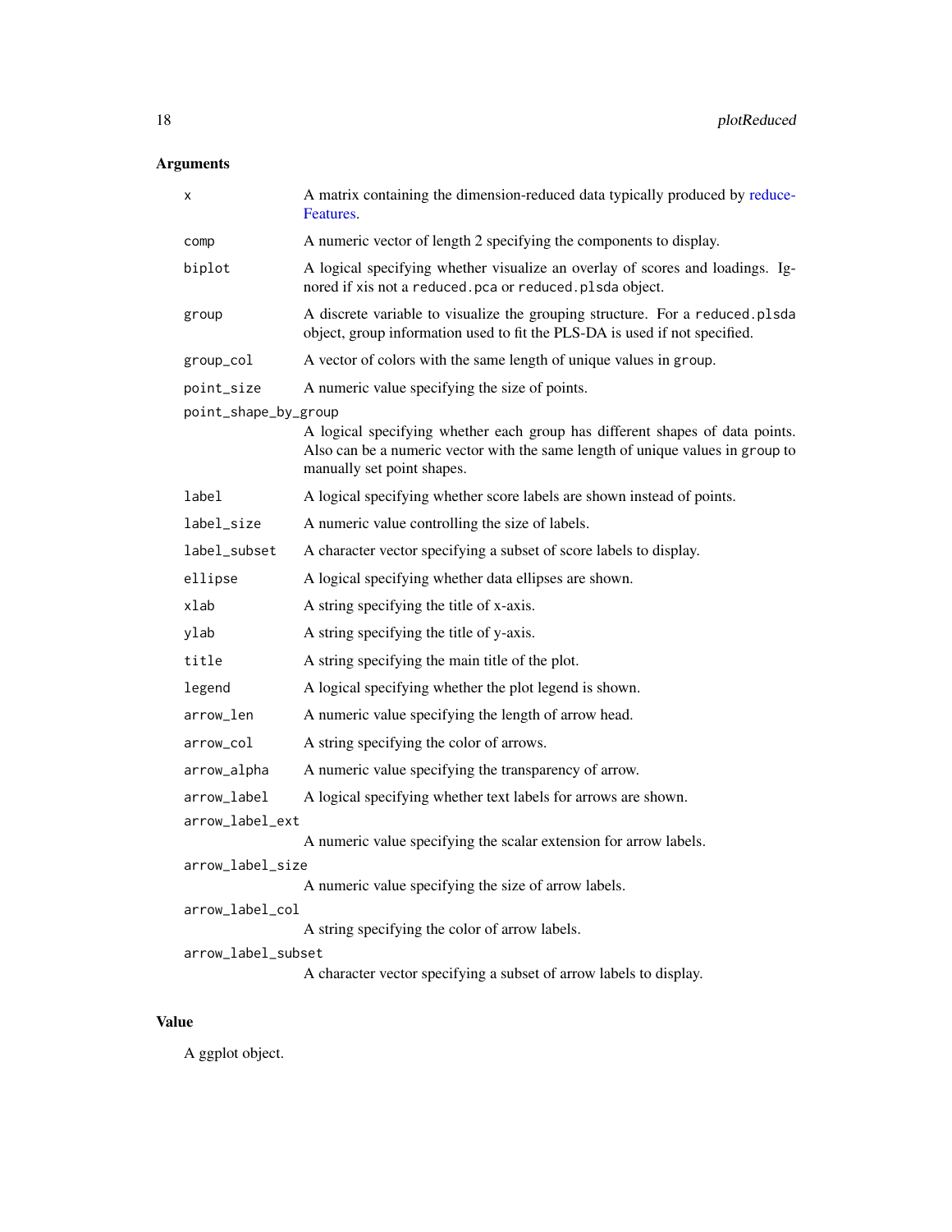## Arguments

| | |
|---|---|
| `x` | A matrix containing the dimension-reduced data typically produced by reduceFeatures. |
| `comp` | A numeric vector of length 2 specifying the components to display. |
| `biplot` | A logical specifying whether visualize an overlay of scores and loadings. Ignored if xis not a `reduced.pca` or `reduced.plsda` object. |
| `group` | A discrete variable to visualize the grouping structure. For a `reduced.plsda` object, group information used to fit the PLS-DA is used if not specified. |
| `group_col` | A vector of colors with the same length of unique values in `group`. |
| `point_size` | A numeric value specifying the size of points. |
| `point_shape_by_group` | A logical specifying whether each group has different shapes of data points. Also can be a numeric vector with the same length of unique values in `group` to manually set point shapes. |
| `label` | A logical specifying whether score labels are shown instead of points. |
| `label_size` | A numeric value controlling the size of labels. |
| `label_subset` | A character vector specifying a subset of score labels to display. |
| `ellipse` | A logical specifying whether data ellipses are shown. |
| `xlab` | A string specifying the title of x-axis. |
| `ylab` | A string specifying the title of y-axis. |
| `title` | A string specifying the main title of the plot. |
| `legend` | A logical specifying whether the plot legend is shown. |
| `arrow_len` | A numeric value specifying the length of arrow head. |
| `arrow_col` | A string specifying the color of arrows. |
| `arrow_alpha` | A numeric value specifying the transparency of arrow. |
| `arrow_label` | A logical specifying whether text labels for arrows are shown. |
| `arrow_label_ext` | A numeric value specifying the scalar extension for arrow labels. |
| `arrow_label_size` | A numeric value specifying the size of arrow labels. |
| `arrow_label_col` | A string specifying the color of arrow labels. |
| `arrow_label_subset` | A character vector specifying a subset of arrow labels to display. |

## Value

A ggplot object.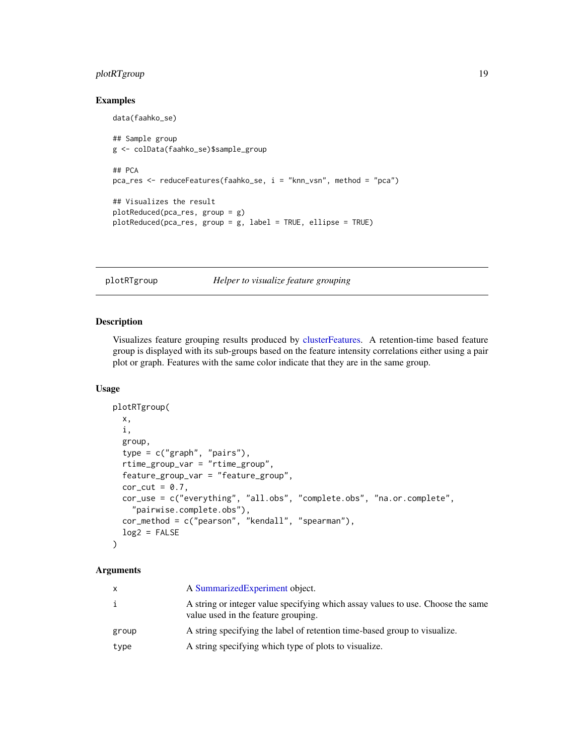### Examples

```
data(faahko_se)

## Sample group
g <- colData(faahko_se)$sample_group

## PCA
pca_res <- reduceFeatures(faahko_se, i = "knn_vsn", method = "pca")

## Visualizes the result
plotReduced(pca_res, group = g)
plotReduced(pca_res, group = g, label = TRUE, ellipse = TRUE)
```

---

## plotRTgroup — *Helper to visualize feature grouping*

### Description

Visualizes feature grouping results produced by clusterFeatures. A retention-time based feature group is displayed with its sub-groups based on the feature intensity correlations either using a pair plot or graph. Features with the same color indicate that they are in the same group.

### Usage

```
plotRTgroup(
  x,
  i,
  group,
  type = c("graph", "pairs"),
  rtime_group_var = "rtime_group",
  feature_group_var = "feature_group",
  cor_cut = 0.7,
  cor_use = c("everything", "all.obs", "complete.obs", "na.or.complete",
    "pairwise.complete.obs"),
  cor_method = c("pearson", "kendall", "spearman"),
  log2 = FALSE
)
```

### Arguments

| | |
|---|---|
| x | A SummarizedExperiment object. |
| i | A string or integer value specifying which assay values to use. Choose the same value used in the feature grouping. |
| group | A string specifying the label of retention time-based group to visualize. |
| type | A string specifying which type of plots to visualize. |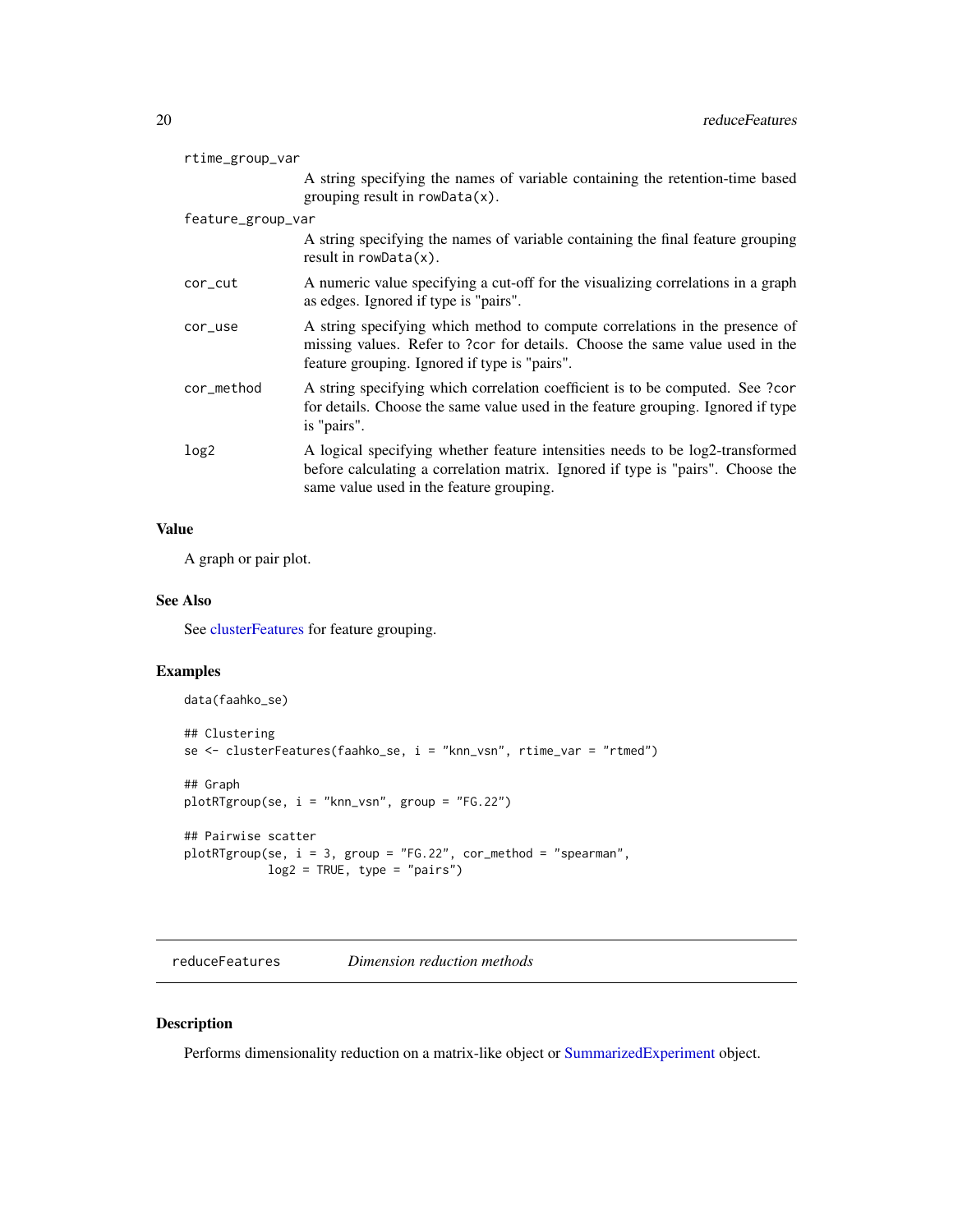`rtime_group_var`
: A string specifying the names of variable containing the retention-time based grouping result in `rowData(x)`.

`feature_group_var`
: A string specifying the names of variable containing the final feature grouping result in `rowData(x)`.

`cor_cut`
: A numeric value specifying a cut-off for the visualizing correlations in a graph as edges. Ignored if type is "pairs".

`cor_use`
: A string specifying which method to compute correlations in the presence of missing values. Refer to ?cor for details. Choose the same value used in the feature grouping. Ignored if type is "pairs".

`cor_method`
: A string specifying which correlation coefficient is to be computed. See ?cor for details. Choose the same value used in the feature grouping. Ignored if type is "pairs".

`log2`
: A logical specifying whether feature intensities needs to be log2-transformed before calculating a correlation matrix. Ignored if type is "pairs". Choose the same value used in the feature grouping.

### Value

A graph or pair plot.

### See Also

See clusterFeatures for feature grouping.

### Examples

```
data(faahko_se)

## Clustering
se <- clusterFeatures(faahko_se, i = "knn_vsn", rtime_var = "rtmed")

## Graph
plotRTgroup(se, i = "knn_vsn", group = "FG.22")

## Pairwise scatter
plotRTgroup(se, i = 3, group = "FG.22", cor_method = "spearman",
            log2 = TRUE, type = "pairs")
```

---

## reduceFeatures *Dimension reduction methods*

### Description

Performs dimensionality reduction on a matrix-like object or SummarizedExperiment object.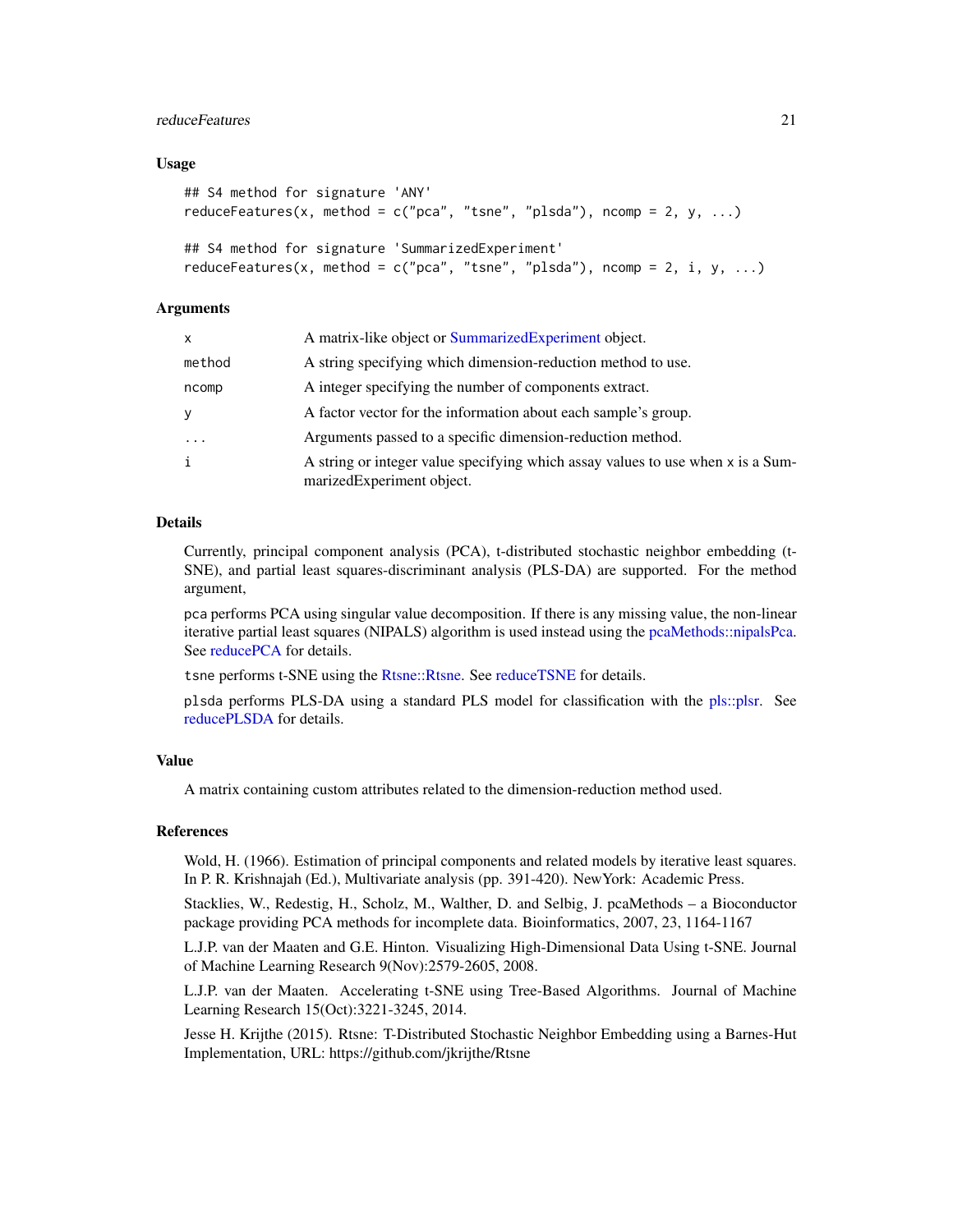### Usage

```
## S4 method for signature 'ANY'
reduceFeatures(x, method = c("pca", "tsne", "plsda"), ncomp = 2, y, ...)

## S4 method for signature 'SummarizedExperiment'
reduceFeatures(x, method = c("pca", "tsne", "plsda"), ncomp = 2, i, y, ...)
```

### Arguments

| | |
|---|---|
| `x` | A matrix-like object or SummarizedExperiment object. |
| `method` | A string specifying which dimension-reduction method to use. |
| `ncomp` | A integer specifying the number of components extract. |
| `y` | A factor vector for the information about each sample's group. |
| `...` | Arguments passed to a specific dimension-reduction method. |
| `i` | A string or integer value specifying which assay values to use when `x` is a SummarizedExperiment object. |

### Details

Currently, principal component analysis (PCA), t-distributed stochastic neighbor embedding (t-SNE), and partial least squares-discriminant analysis (PLS-DA) are supported. For the method argument,

`pca` performs PCA using singular value decomposition. If there is any missing value, the non-linear iterative partial least squares (NIPALS) algorithm is used instead using the pcaMethods::nipalsPca. See reducePCA for details.

`tsne` performs t-SNE using the Rtsne::Rtsne. See reduceTSNE for details.

`plsda` performs PLS-DA using a standard PLS model for classification with the pls::plsr. See reducePLSDA for details.

### Value

A matrix containing custom attributes related to the dimension-reduction method used.

### References

Wold, H. (1966). Estimation of principal components and related models by iterative least squares. In P. R. Krishnajah (Ed.), Multivariate analysis (pp. 391-420). NewYork: Academic Press.

Stacklies, W., Redestig, H., Scholz, M., Walther, D. and Selbig, J. pcaMethods – a Bioconductor package providing PCA methods for incomplete data. Bioinformatics, 2007, 23, 1164-1167

L.J.P. van der Maaten and G.E. Hinton. Visualizing High-Dimensional Data Using t-SNE. Journal of Machine Learning Research 9(Nov):2579-2605, 2008.

L.J.P. van der Maaten. Accelerating t-SNE using Tree-Based Algorithms. Journal of Machine Learning Research 15(Oct):3221-3245, 2014.

Jesse H. Krijthe (2015). Rtsne: T-Distributed Stochastic Neighbor Embedding using a Barnes-Hut Implementation, URL: https://github.com/jkrijthe/Rtsne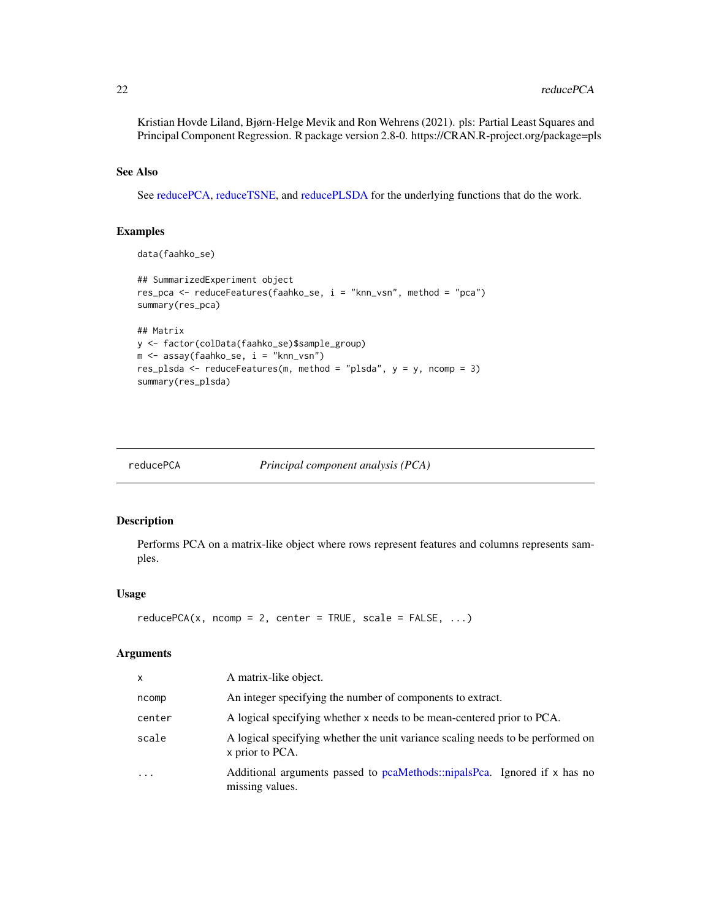Kristian Hovde Liland, Bjørn-Helge Mevik and Ron Wehrens (2021). pls: Partial Least Squares and Principal Component Regression. R package version 2.8-0. https://CRAN.R-project.org/package=pls

### See Also

See reducePCA, reduceTSNE, and reducePLSDA for the underlying functions that do the work.

### Examples

```
data(faahko_se)

## SummarizedExperiment object
res_pca <- reduceFeatures(faahko_se, i = "knn_vsn", method = "pca")
summary(res_pca)

## Matrix
y <- factor(colData(faahko_se)$sample_group)
m <- assay(faahko_se, i = "knn_vsn")
res_plsda <- reduceFeatures(m, method = "plsda", y = y, ncomp = 3)
summary(res_plsda)
```

---

## reducePCA — *Principal component analysis (PCA)*

### Description

Performs PCA on a matrix-like object where rows represent features and columns represents samples.

### Usage

```
reducePCA(x, ncomp = 2, center = TRUE, scale = FALSE, ...)
```

### Arguments

| | |
|---|---|
| `x` | A matrix-like object. |
| `ncomp` | An integer specifying the number of components to extract. |
| `center` | A logical specifying whether `x` needs to be mean-centered prior to PCA. |
| `scale` | A logical specifying whether the unit variance scaling needs to be performed on `x` prior to PCA. |
| `...` | Additional arguments passed to pcaMethods::nipalsPca. Ignored if `x` has no missing values. |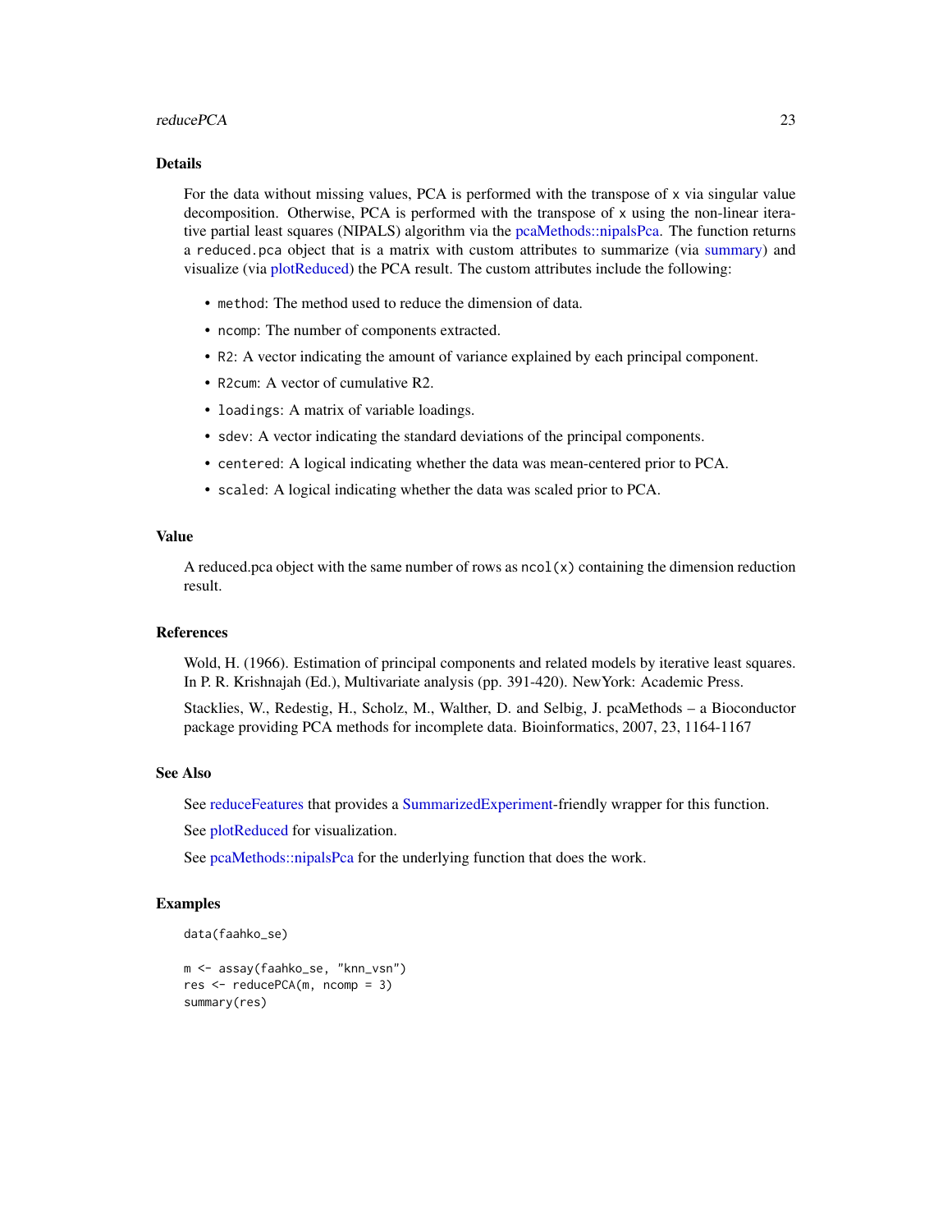### Details

For the data without missing values, PCA is performed with the transpose of `x` via singular value decomposition. Otherwise, PCA is performed with the transpose of `x` using the non-linear iterative partial least squares (NIPALS) algorithm via the pcaMethods::nipalsPca. The function returns a `reduced.pca` object that is a matrix with custom attributes to summarize (via summary) and visualize (via plotReduced) the PCA result. The custom attributes include the following:

- `method`: The method used to reduce the dimension of data.
- `ncomp`: The number of components extracted.
- `R2`: A vector indicating the amount of variance explained by each principal component.
- `R2cum`: A vector of cumulative R2.
- `loadings`: A matrix of variable loadings.
- `sdev`: A vector indicating the standard deviations of the principal components.
- `centered`: A logical indicating whether the data was mean-centered prior to PCA.
- `scaled`: A logical indicating whether the data was scaled prior to PCA.

### Value

A reduced.pca object with the same number of rows as `ncol(x)` containing the dimension reduction result.

### References

Wold, H. (1966). Estimation of principal components and related models by iterative least squares. In P. R. Krishnajah (Ed.), Multivariate analysis (pp. 391-420). NewYork: Academic Press.

Stacklies, W., Redestig, H., Scholz, M., Walther, D. and Selbig, J. pcaMethods – a Bioconductor package providing PCA methods for incomplete data. Bioinformatics, 2007, 23, 1164-1167

### See Also

See reduceFeatures that provides a SummarizedExperiment-friendly wrapper for this function.

See plotReduced for visualization.

See pcaMethods::nipalsPca for the underlying function that does the work.

### Examples

```
data(faahko_se)

m <- assay(faahko_se, "knn_vsn")
res <- reducePCA(m, ncomp = 3)
summary(res)
```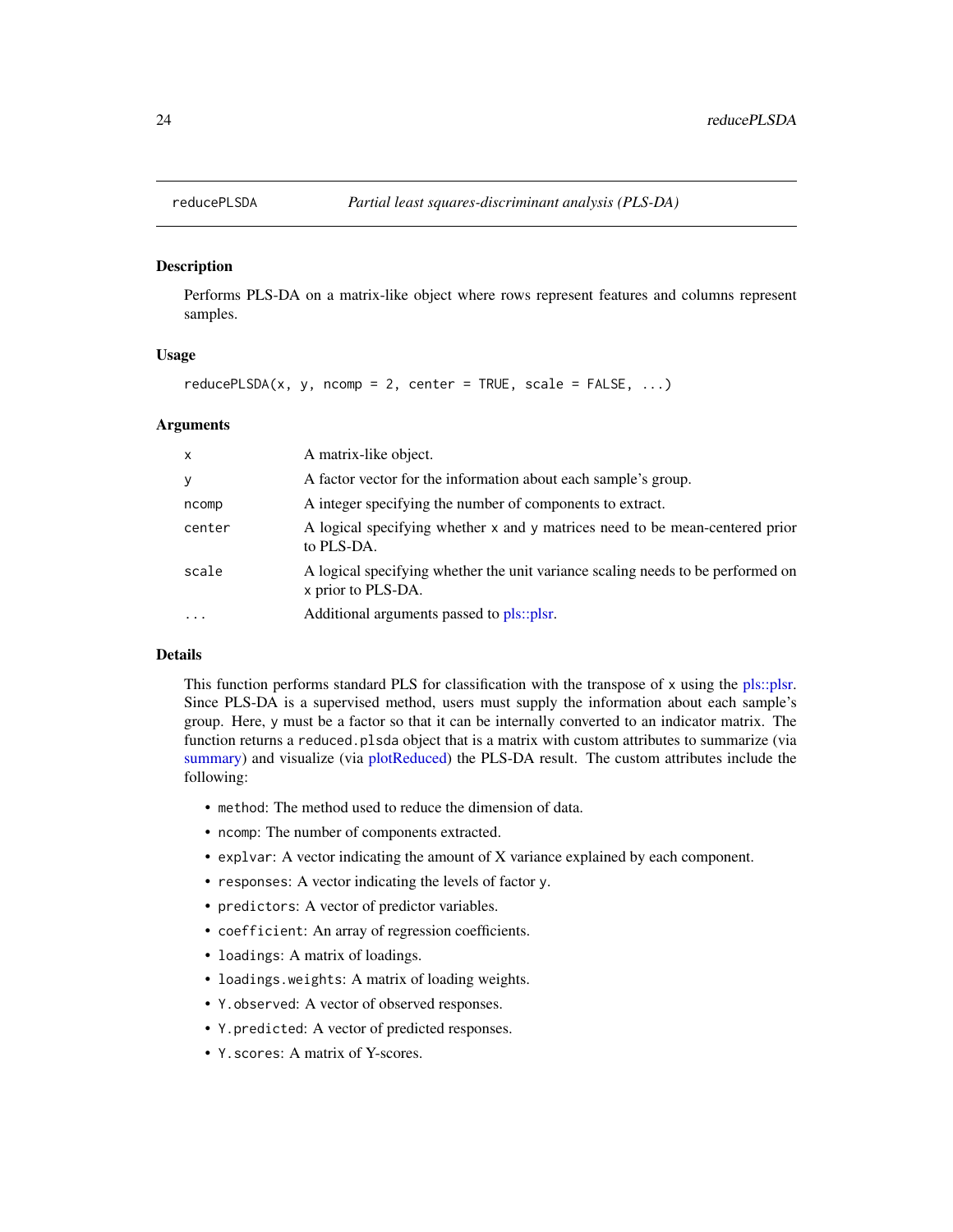# reducePLSDA — *Partial least squares-discriminant analysis (PLS-DA)*

## Description

Performs PLS-DA on a matrix-like object where rows represent features and columns represent samples.

## Usage

```
reducePLSDA(x, y, ncomp = 2, center = TRUE, scale = FALSE, ...)
```

## Arguments

| | |
|---|---|
| `x` | A matrix-like object. |
| `y` | A factor vector for the information about each sample's group. |
| `ncomp` | A integer specifying the number of components to extract. |
| `center` | A logical specifying whether `x` and `y` matrices need to be mean-centered prior to PLS-DA. |
| `scale` | A logical specifying whether the unit variance scaling needs to be performed on `x` prior to PLS-DA. |
| `...` | Additional arguments passed to pls::plsr. |

## Details

This function performs standard PLS for classification with the transpose of `x` using the pls::plsr. Since PLS-DA is a supervised method, users must supply the information about each sample's group. Here, `y` must be a factor so that it can be internally converted to an indicator matrix. The function returns a `reduced.plsda` object that is a matrix with custom attributes to summarize (via summary) and visualize (via plotReduced) the PLS-DA result. The custom attributes include the following:

- `method`: The method used to reduce the dimension of data.
- `ncomp`: The number of components extracted.
- `explvar`: A vector indicating the amount of X variance explained by each component.
- `responses`: A vector indicating the levels of factor `y`.
- `predictors`: A vector of predictor variables.
- `coefficient`: An array of regression coefficients.
- `loadings`: A matrix of loadings.
- `loadings.weights`: A matrix of loading weights.
- `Y.observed`: A vector of observed responses.
- `Y.predicted`: A vector of predicted responses.
- `Y.scores`: A matrix of Y-scores.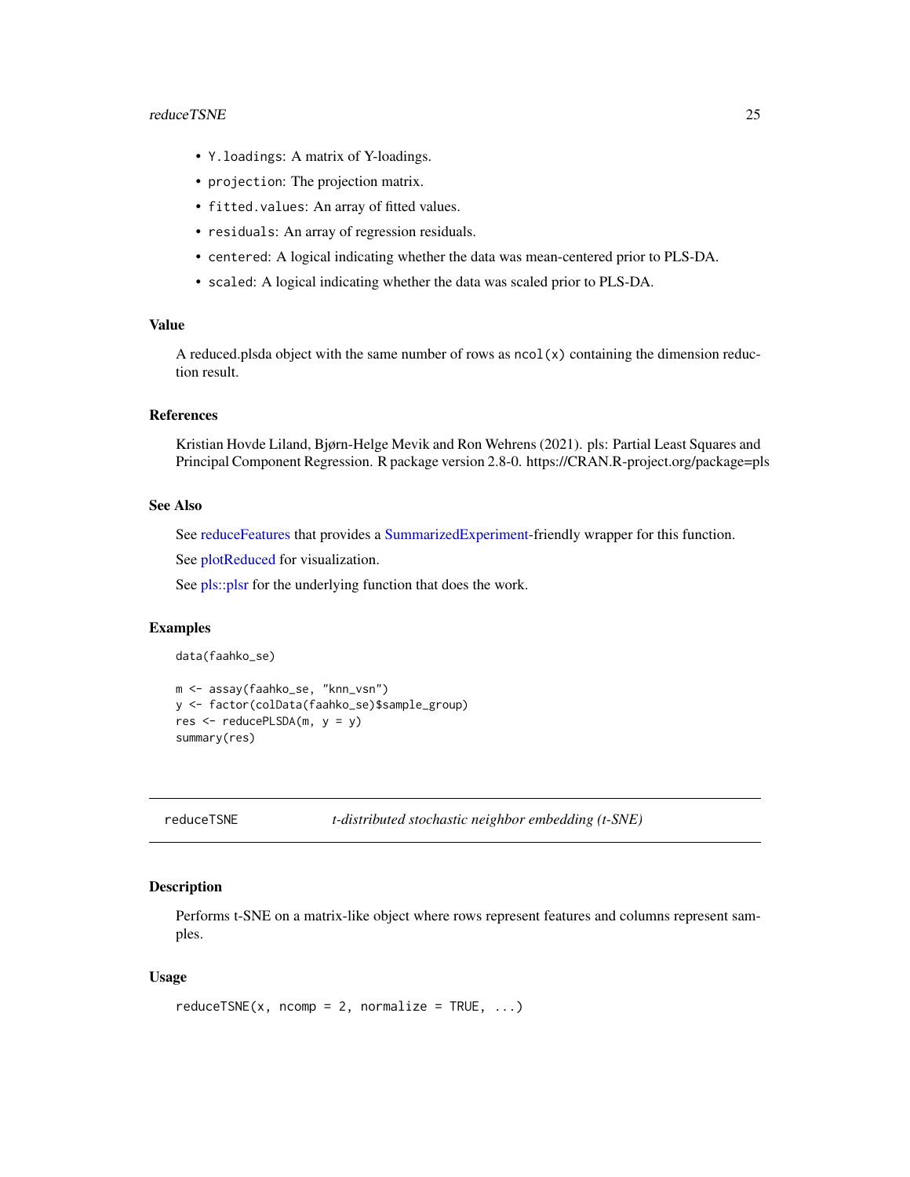- `Y.loadings`: A matrix of Y-loadings.
- `projection`: The projection matrix.
- `fitted.values`: An array of fitted values.
- `residuals`: An array of regression residuals.
- `centered`: A logical indicating whether the data was mean-centered prior to PLS-DA.
- `scaled`: A logical indicating whether the data was scaled prior to PLS-DA.

### Value

A reduced.plsda object with the same number of rows as `ncol(x)` containing the dimension reduction result.

### References

Kristian Hovde Liland, Bjørn-Helge Mevik and Ron Wehrens (2021). pls: Partial Least Squares and Principal Component Regression. R package version 2.8-0. https://CRAN.R-project.org/package=pls

### See Also

See reduceFeatures that provides a SummarizedExperiment-friendly wrapper for this function.

See plotReduced for visualization.

See pls::plsr for the underlying function that does the work.

### Examples

```
data(faahko_se)

m <- assay(faahko_se, "knn_vsn")
y <- factor(colData(faahko_se)$sample_group)
res <- reducePLSDA(m, y = y)
summary(res)
```

---

## reduceTSNE — *t-distributed stochastic neighbor embedding (t-SNE)*

### Description

Performs t-SNE on a matrix-like object where rows represent features and columns represent samples.

### Usage

```
reduceTSNE(x, ncomp = 2, normalize = TRUE, ...)
```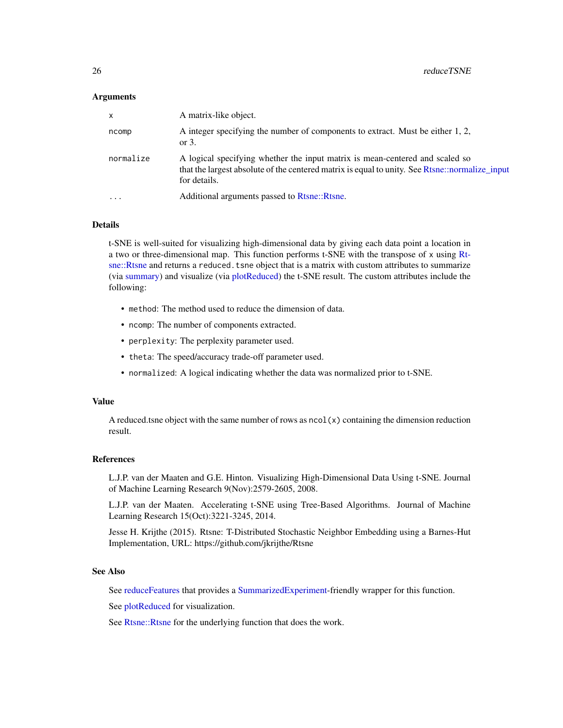### Arguments

| | |
|---|---|
| `x` | A matrix-like object. |
| `ncomp` | A integer specifying the number of components to extract. Must be either 1, 2, or 3. |
| `normalize` | A logical specifying whether the input matrix is mean-centered and scaled so that the largest absolute of the centered matrix is equal to unity. See Rtsne::normalize_input for details. |
| `...` | Additional arguments passed to Rtsne::Rtsne. |

### Details

t-SNE is well-suited for visualizing high-dimensional data by giving each data point a location in a two or three-dimensional map. This function performs t-SNE with the transpose of `x` using Rtsne::Rtsne and returns a `reduced.tsne` object that is a matrix with custom attributes to summarize (via summary) and visualize (via plotReduced) the t-SNE result. The custom attributes include the following:

- `method`: The method used to reduce the dimension of data.
- `ncomp`: The number of components extracted.
- `perplexity`: The perplexity parameter used.
- `theta`: The speed/accuracy trade-off parameter used.
- `normalized`: A logical indicating whether the data was normalized prior to t-SNE.

### Value

A reduced.tsne object with the same number of rows as `ncol(x)` containing the dimension reduction result.

### References

L.J.P. van der Maaten and G.E. Hinton. Visualizing High-Dimensional Data Using t-SNE. Journal of Machine Learning Research 9(Nov):2579-2605, 2008.

L.J.P. van der Maaten. Accelerating t-SNE using Tree-Based Algorithms. Journal of Machine Learning Research 15(Oct):3221-3245, 2014.

Jesse H. Krijthe (2015). Rtsne: T-Distributed Stochastic Neighbor Embedding using a Barnes-Hut Implementation, URL: https://github.com/jkrijthe/Rtsne

### See Also

See reduceFeatures that provides a SummarizedExperiment-friendly wrapper for this function.

See plotReduced for visualization.

See Rtsne::Rtsne for the underlying function that does the work.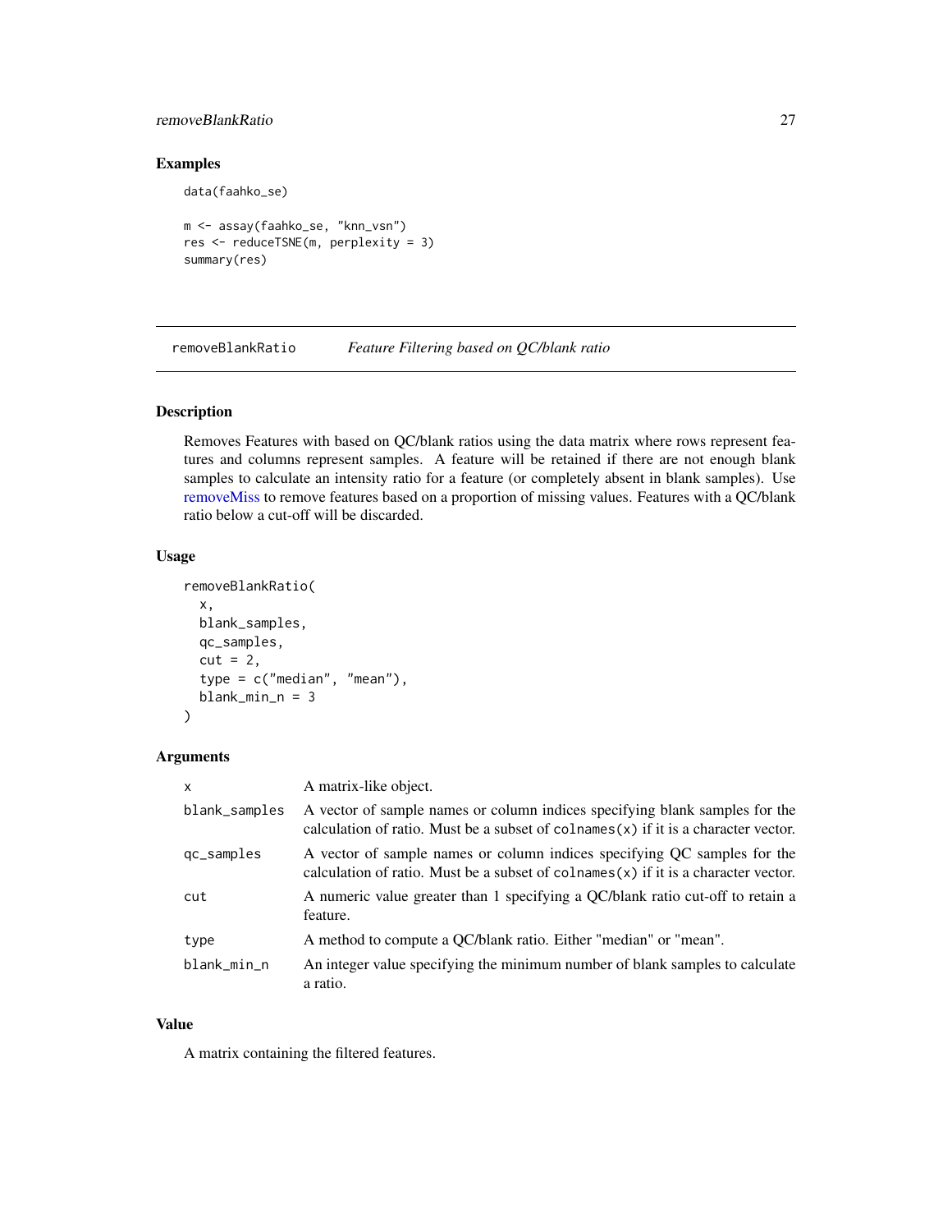## Examples

```
data(faahko_se)

m <- assay(faahko_se, "knn_vsn")
res <- reduceTSNE(m, perplexity = 3)
summary(res)
```

---

# removeBlankRatio *Feature Filtering based on QC/blank ratio*

---

## Description

Removes Features with based on QC/blank ratios using the data matrix where rows represent features and columns represent samples. A feature will be retained if there are not enough blank samples to calculate an intensity ratio for a feature (or completely absent in blank samples). Use removeMiss to remove features based on a proportion of missing values. Features with a QC/blank ratio below a cut-off will be discarded.

## Usage

```
removeBlankRatio(
  x,
  blank_samples,
  qc_samples,
  cut = 2,
  type = c("median", "mean"),
  blank_min_n = 3
)
```

## Arguments

| | |
|---|---|
| x | A matrix-like object. |
| blank_samples | A vector of sample names or column indices specifying blank samples for the calculation of ratio. Must be a subset of `colnames(x)` if it is a character vector. |
| qc_samples | A vector of sample names or column indices specifying QC samples for the calculation of ratio. Must be a subset of `colnames(x)` if it is a character vector. |
| cut | A numeric value greater than 1 specifying a QC/blank ratio cut-off to retain a feature. |
| type | A method to compute a QC/blank ratio. Either "median" or "mean". |
| blank_min_n | An integer value specifying the minimum number of blank samples to calculate a ratio. |

## Value

A matrix containing the filtered features.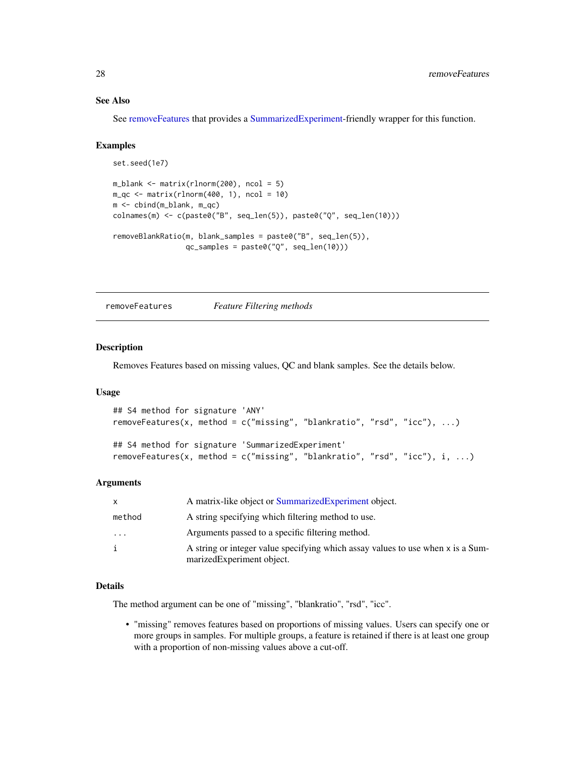### See Also

See removeFeatures that provides a SummarizedExperiment-friendly wrapper for this function.

### Examples

```
set.seed(1e7)

m_blank <- matrix(rlnorm(200), ncol = 5)
m_qc <- matrix(rlnorm(400, 1), ncol = 10)
m <- cbind(m_blank, m_qc)
colnames(m) <- c(paste0("B", seq_len(5)), paste0("Q", seq_len(10)))

removeBlankRatio(m, blank_samples = paste0("B", seq_len(5)),
                 qc_samples = paste0("Q", seq_len(10)))
```

---

## removeFeatures    *Feature Filtering methods*

### Description

Removes Features based on missing values, QC and blank samples. See the details below.

### Usage

```
## S4 method for signature 'ANY'
removeFeatures(x, method = c("missing", "blankratio", "rsd", "icc"), ...)

## S4 method for signature 'SummarizedExperiment'
removeFeatures(x, method = c("missing", "blankratio", "rsd", "icc"), i, ...)
```

### Arguments

| | |
|---|---|
| x | A matrix-like object or SummarizedExperiment object. |
| method | A string specifying which filtering method to use. |
| ... | Arguments passed to a specific filtering method. |
| i | A string or integer value specifying which assay values to use when x is a SummarizedExperiment object. |

### Details

The method argument can be one of "missing", "blankratio", "rsd", "icc".

- "missing" removes features based on proportions of missing values. Users can specify one or more groups in samples. For multiple groups, a feature is retained if there is at least one group with a proportion of non-missing values above a cut-off.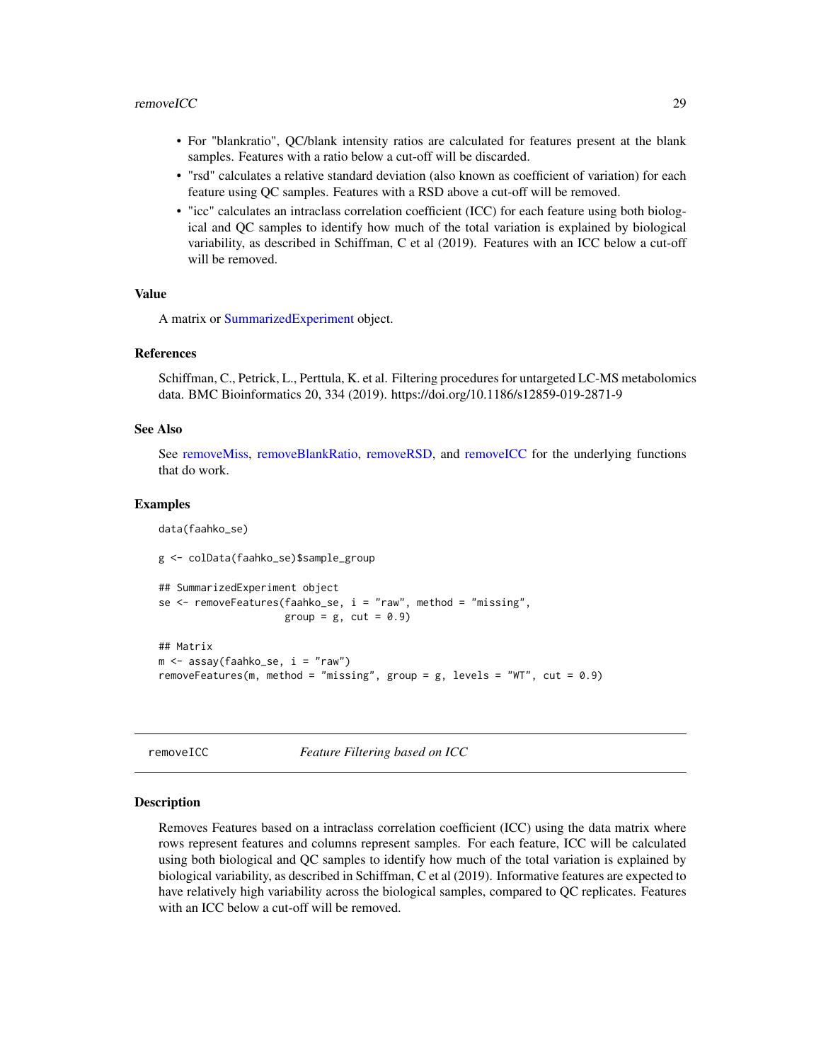- For "blankratio", QC/blank intensity ratios are calculated for features present at the blank samples. Features with a ratio below a cut-off will be discarded.
- "rsd" calculates a relative standard deviation (also known as coefficient of variation) for each feature using QC samples. Features with a RSD above a cut-off will be removed.
- "icc" calculates an intraclass correlation coefficient (ICC) for each feature using both biological and QC samples to identify how much of the total variation is explained by biological variability, as described in Schiffman, C et al (2019). Features with an ICC below a cut-off will be removed.

### Value

A matrix or SummarizedExperiment object.

### References

Schiffman, C., Petrick, L., Perttula, K. et al. Filtering procedures for untargeted LC-MS metabolomics data. BMC Bioinformatics 20, 334 (2019). https://doi.org/10.1186/s12859-019-2871-9

### See Also

See removeMiss, removeBlankRatio, removeRSD, and removeICC for the underlying functions that do work.

### Examples

```
data(faahko_se)

g <- colData(faahko_se)$sample_group

## SummarizedExperiment object
se <- removeFeatures(faahko_se, i = "raw", method = "missing",
                     group = g, cut = 0.9)

## Matrix
m <- assay(faahko_se, i = "raw")
removeFeatures(m, method = "missing", group = g, levels = "WT", cut = 0.9)
```

---

## removeICC — *Feature Filtering based on ICC*

### Description

Removes Features based on a intraclass correlation coefficient (ICC) using the data matrix where rows represent features and columns represent samples. For each feature, ICC will be calculated using both biological and QC samples to identify how much of the total variation is explained by biological variability, as described in Schiffman, C et al (2019). Informative features are expected to have relatively high variability across the biological samples, compared to QC replicates. Features with an ICC below a cut-off will be removed.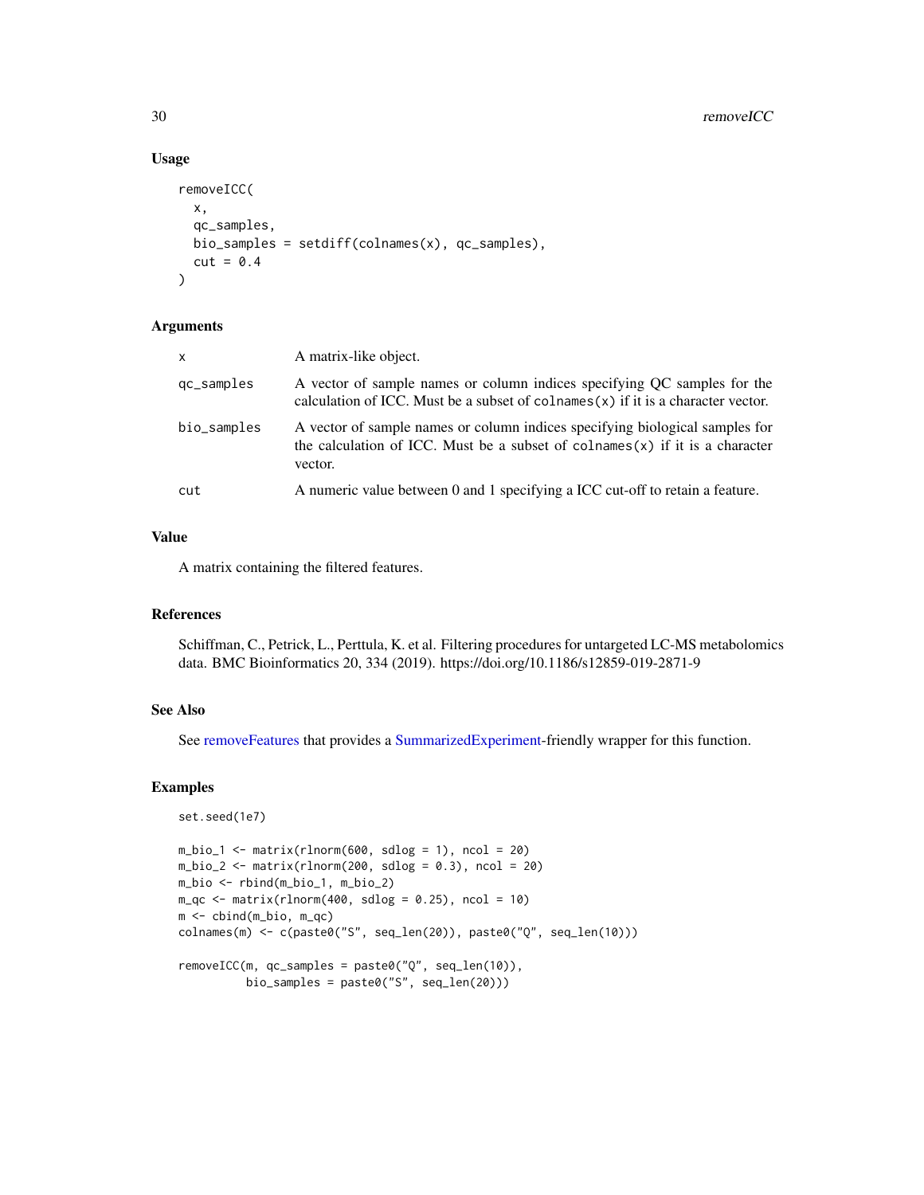### Usage

```
removeICC(
  x,
  qc_samples,
  bio_samples = setdiff(colnames(x), qc_samples),
  cut = 0.4
)
```

### Arguments

| | |
|---|---|
| `x` | A matrix-like object. |
| `qc_samples` | A vector of sample names or column indices specifying QC samples for the calculation of ICC. Must be a subset of `colnames(x)` if it is a character vector. |
| `bio_samples` | A vector of sample names or column indices specifying biological samples for the calculation of ICC. Must be a subset of `colnames(x)` if it is a character vector. |
| `cut` | A numeric value between 0 and 1 specifying a ICC cut-off to retain a feature. |

### Value

A matrix containing the filtered features.

### References

Schiffman, C., Petrick, L., Perttula, K. et al. Filtering procedures for untargeted LC-MS metabolomics data. BMC Bioinformatics 20, 334 (2019). https://doi.org/10.1186/s12859-019-2871-9

### See Also

See removeFeatures that provides a SummarizedExperiment-friendly wrapper for this function.

### Examples

```
set.seed(1e7)

m_bio_1 <- matrix(rlnorm(600, sdlog = 1), ncol = 20)
m_bio_2 <- matrix(rlnorm(200, sdlog = 0.3), ncol = 20)
m_bio <- rbind(m_bio_1, m_bio_2)
m_qc <- matrix(rlnorm(400, sdlog = 0.25), ncol = 10)
m <- cbind(m_bio, m_qc)
colnames(m) <- c(paste0("S", seq_len(20)), paste0("Q", seq_len(10)))

removeICC(m, qc_samples = paste0("Q", seq_len(10)),
          bio_samples = paste0("S", seq_len(20)))
```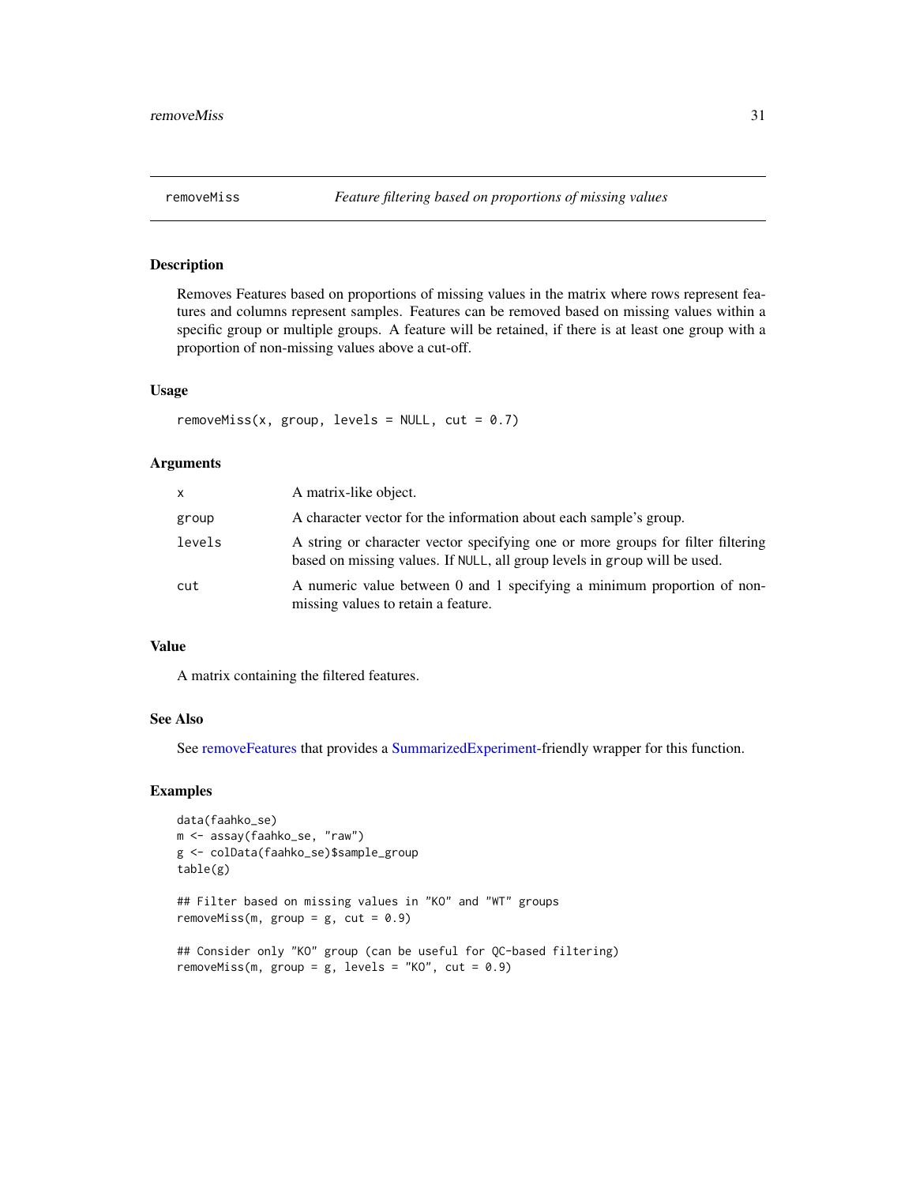## removeMiss — *Feature filtering based on proportions of missing values*

### Description

Removes Features based on proportions of missing values in the matrix where rows represent features and columns represent samples. Features can be removed based on missing values within a specific group or multiple groups. A feature will be retained, if there is at least one group with a proportion of non-missing values above a cut-off.

### Usage

```
removeMiss(x, group, levels = NULL, cut = 0.7)
```

### Arguments

| | |
|---|---|
| `x` | A matrix-like object. |
| `group` | A character vector for the information about each sample's group. |
| `levels` | A string or character vector specifying one or more groups for filter filtering based on missing values. If `NULL`, all group levels in `group` will be used. |
| `cut` | A numeric value between 0 and 1 specifying a minimum proportion of non-missing values to retain a feature. |

### Value

A matrix containing the filtered features.

### See Also

See removeFeatures that provides a SummarizedExperiment-friendly wrapper for this function.

### Examples

```
data(faahko_se)
m <- assay(faahko_se, "raw")
g <- colData(faahko_se)$sample_group
table(g)

## Filter based on missing values in "KO" and "WT" groups
removeMiss(m, group = g, cut = 0.9)

## Consider only "KO" group (can be useful for QC-based filtering)
removeMiss(m, group = g, levels = "KO", cut = 0.9)
```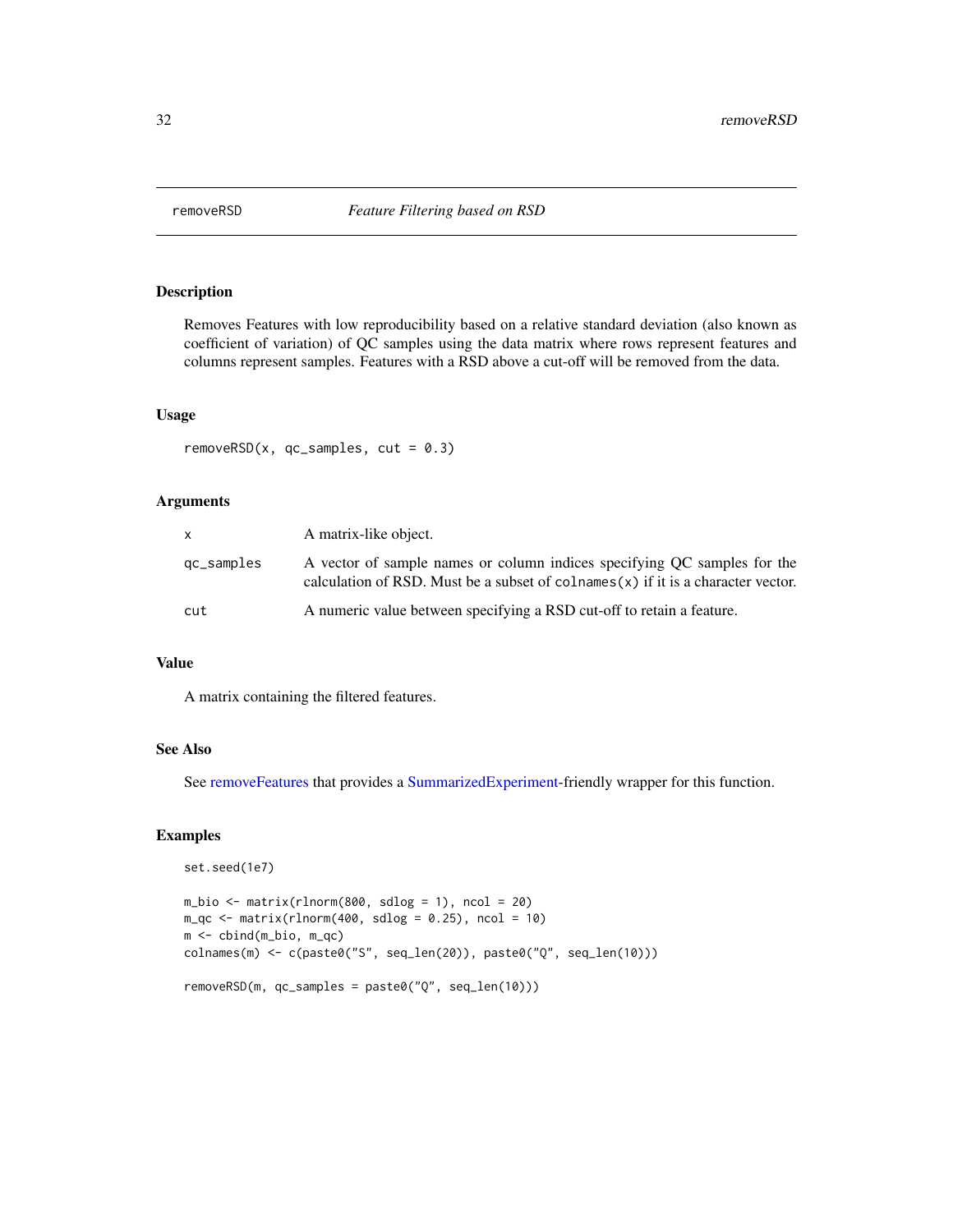# removeRSD *Feature Filtering based on RSD*

## Description

Removes Features with low reproducibility based on a relative standard deviation (also known as coefficient of variation) of QC samples using the data matrix where rows represent features and columns represent samples. Features with a RSD above a cut-off will be removed from the data.

## Usage

```
removeRSD(x, qc_samples, cut = 0.3)
```

## Arguments

| | |
|---|---|
| x | A matrix-like object. |
| qc_samples | A vector of sample names or column indices specifying QC samples for the calculation of RSD. Must be a subset of `colnames(x)` if it is a character vector. |
| cut | A numeric value between specifying a RSD cut-off to retain a feature. |

## Value

A matrix containing the filtered features.

## See Also

See removeFeatures that provides a SummarizedExperiment-friendly wrapper for this function.

## Examples

```
set.seed(1e7)

m_bio <- matrix(rlnorm(800, sdlog = 1), ncol = 20)
m_qc <- matrix(rlnorm(400, sdlog = 0.25), ncol = 10)
m <- cbind(m_bio, m_qc)
colnames(m) <- c(paste0("S", seq_len(20)), paste0("Q", seq_len(10)))

removeRSD(m, qc_samples = paste0("Q", seq_len(10)))
```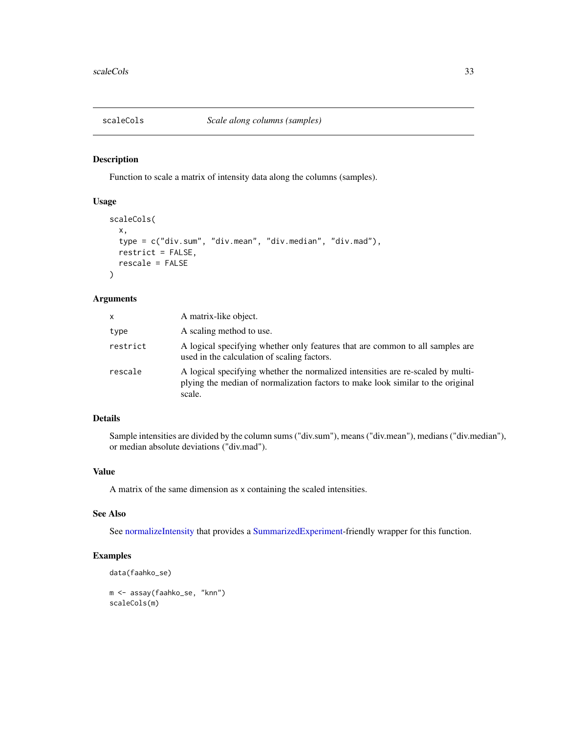# scaleCols *Scale along columns (samples)*

## Description

Function to scale a matrix of intensity data along the columns (samples).

## Usage

```
scaleCols(
  x,
  type = c("div.sum", "div.mean", "div.median", "div.mad"),
  restrict = FALSE,
  rescale = FALSE
)
```

## Arguments

| | |
|---|---|
| x | A matrix-like object. |
| type | A scaling method to use. |
| restrict | A logical specifying whether only features that are common to all samples are used in the calculation of scaling factors. |
| rescale | A logical specifying whether the normalized intensities are re-scaled by multiplying the median of normalization factors to make look similar to the original scale. |

## Details

Sample intensities are divided by the column sums ("div.sum"), means ("div.mean"), medians ("div.median"), or median absolute deviations ("div.mad").

## Value

A matrix of the same dimension as x containing the scaled intensities.

## See Also

See normalizeIntensity that provides a SummarizedExperiment-friendly wrapper for this function.

## Examples

```
data(faahko_se)

m <- assay(faahko_se, "knn")
scaleCols(m)
```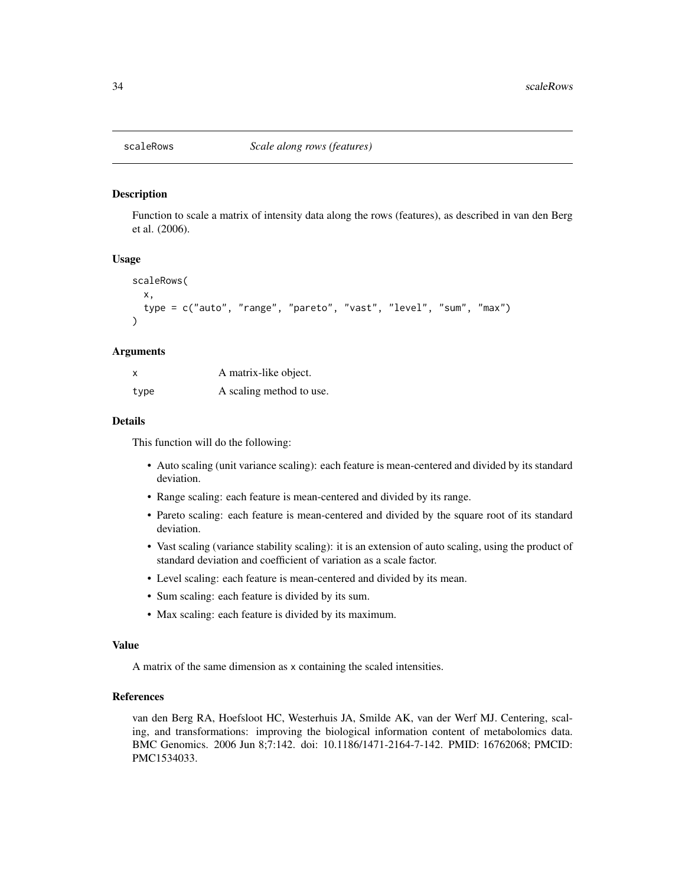# scaleRows — *Scale along rows (features)*

## Description

Function to scale a matrix of intensity data along the rows (features), as described in van den Berg et al. (2006).

## Usage

```
scaleRows(
  x,
  type = c("auto", "range", "pareto", "vast", "level", "sum", "max")
)
```

## Arguments

| | |
|---|---|
| x | A matrix-like object. |
| type | A scaling method to use. |

## Details

This function will do the following:

- Auto scaling (unit variance scaling): each feature is mean-centered and divided by its standard deviation.
- Range scaling: each feature is mean-centered and divided by its range.
- Pareto scaling: each feature is mean-centered and divided by the square root of its standard deviation.
- Vast scaling (variance stability scaling): it is an extension of auto scaling, using the product of standard deviation and coefficient of variation as a scale factor.
- Level scaling: each feature is mean-centered and divided by its mean.
- Sum scaling: each feature is divided by its sum.
- Max scaling: each feature is divided by its maximum.

## Value

A matrix of the same dimension as x containing the scaled intensities.

## References

van den Berg RA, Hoefsloot HC, Westerhuis JA, Smilde AK, van der Werf MJ. Centering, scaling, and transformations: improving the biological information content of metabolomics data. BMC Genomics. 2006 Jun 8;7:142. doi: 10.1186/1471-2164-7-142. PMID: 16762068; PMCID: PMC1534033.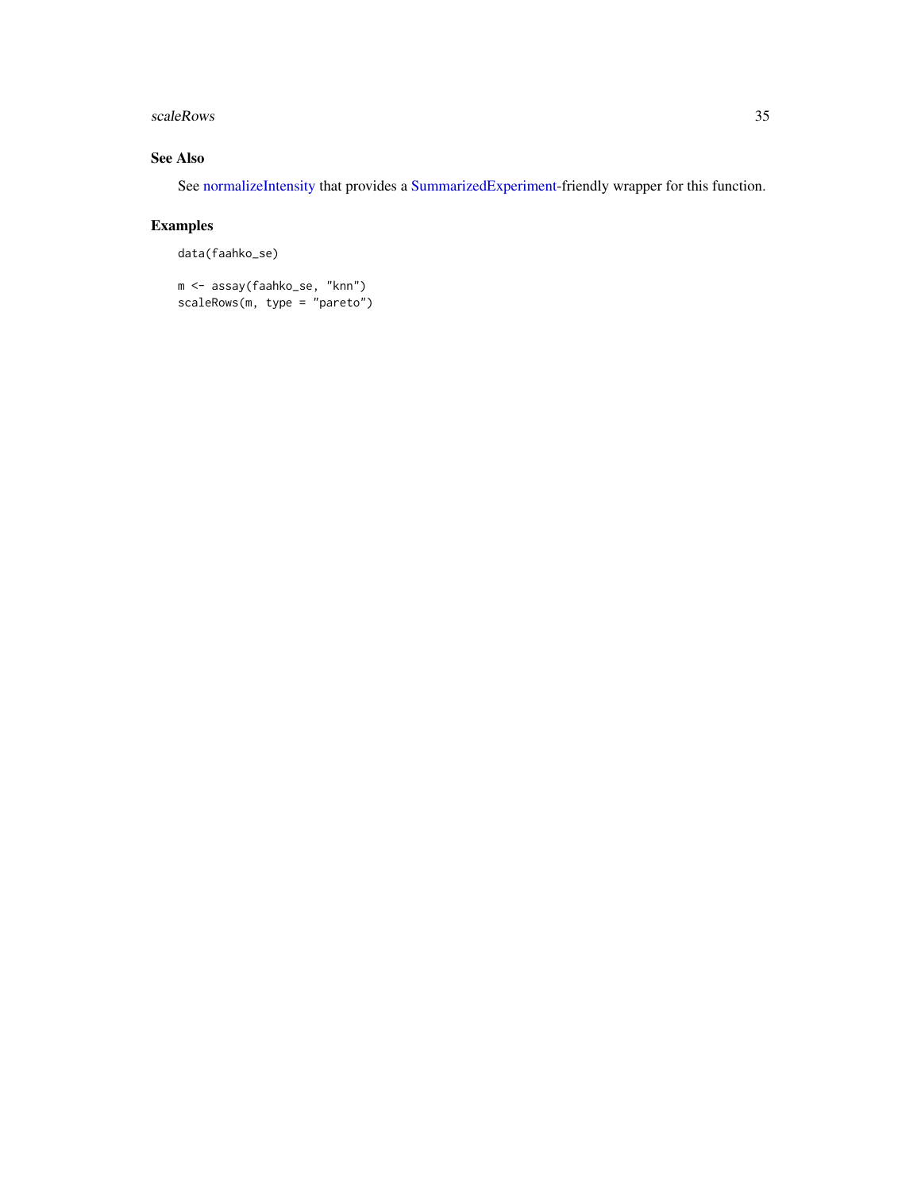## See Also

See normalizeIntensity that provides a SummarizedExperiment-friendly wrapper for this function.

## Examples

```
data(faahko_se)

m <- assay(faahko_se, "knn")
scaleRows(m, type = "pareto")
```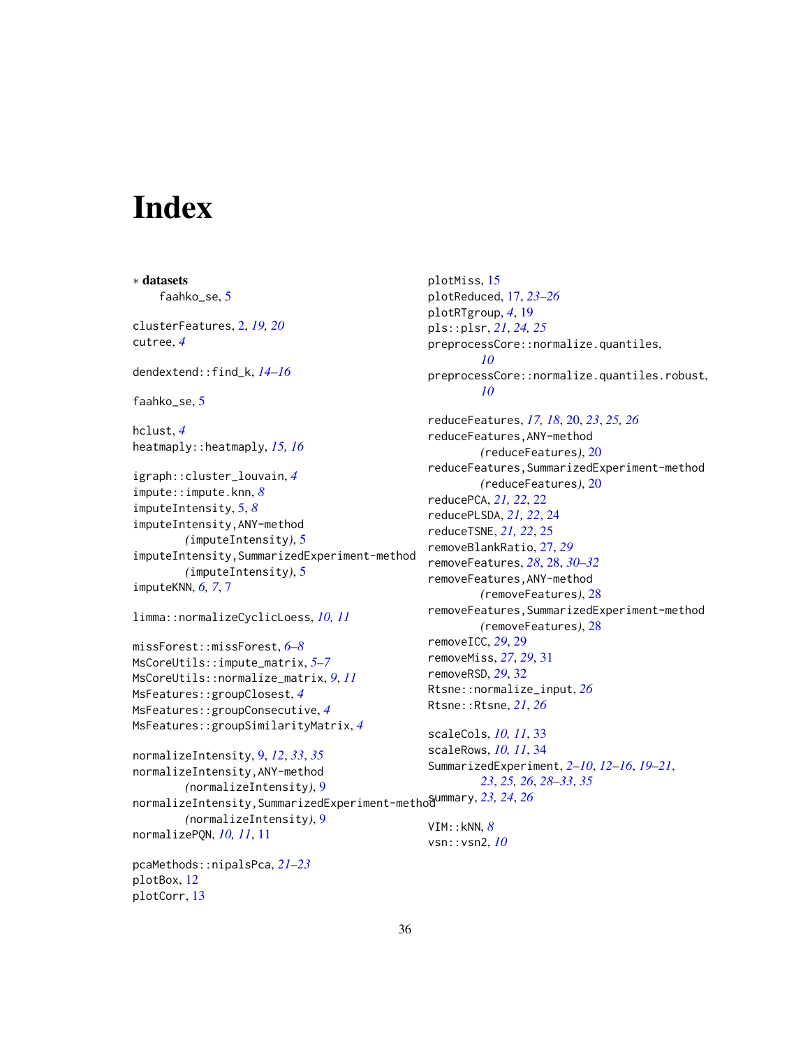# Index

∗ **datasets**
    faahko_se, 5

clusterFeatures, 2, *19, 20*
cutree, *4*

dendextend::find_k, *14–16*

faahko_se, 5

hclust, *4*
heatmaply::heatmaply, *15, 16*

igraph::cluster_louvain, *4*
impute::impute.knn, *8*
imputeIntensity, 5, *8*
imputeIntensity,ANY-method
    *(*imputeIntensity*)*, 5
imputeIntensity,SummarizedExperiment-method
    *(*imputeIntensity*)*, 5
imputeKNN, *6, 7*, 7

limma::normalizeCyclicLoess, *10, 11*

missForest::missForest, *6–8*
MsCoreUtils::impute_matrix, *5–7*
MsCoreUtils::normalize_matrix, *9*, *11*
MsFeatures::groupClosest, *4*
MsFeatures::groupConsecutive, *4*
MsFeatures::groupSimilarityMatrix, *4*

normalizeIntensity, 9, *12*, *33*, *35*
normalizeIntensity,ANY-method
    *(*normalizeIntensity*)*, 9
normalizeIntensity,SummarizedExperiment-method
    *(*normalizeIntensity*)*, 9
normalizePQN, *10, 11*, 11

pcaMethods::nipalsPca, *21–23*
plotBox, 12
plotCorr, 13
plotMiss, 15
plotReduced, 17, *23–26*
plotRTgroup, *4*, 19
pls::plsr, *21*, *24, 25*
preprocessCore::normalize.quantiles,
    *10*
preprocessCore::normalize.quantiles.robust,
    *10*

reduceFeatures, *17, 18*, 20, *23*, *25, 26*
reduceFeatures,ANY-method
    *(*reduceFeatures*)*, 20
reduceFeatures,SummarizedExperiment-method
    *(*reduceFeatures*)*, 20
reducePCA, *21, 22*, 22
reducePLSDA, *21, 22*, 24
reduceTSNE, *21, 22*, 25
removeBlankRatio, 27, *29*
removeFeatures, *28*, 28, *30–32*
removeFeatures,ANY-method
    *(*removeFeatures*)*, 28
removeFeatures,SummarizedExperiment-method
    *(*removeFeatures*)*, 28
removeICC, *29*, 29
removeMiss, *27*, *29*, 31
removeRSD, *29*, 32
Rtsne::normalize_input, *26*
Rtsne::Rtsne, *21*, *26*

scaleCols, *10, 11*, 33
scaleRows, *10, 11*, 34
SummarizedExperiment, *2–10*, *12–16*, *19–21*,
    *23*, *25, 26*, *28–33*, *35*
summary, *23, 24*, *26*

VIM::kNN, *8*
vsn::vsn2, *10*